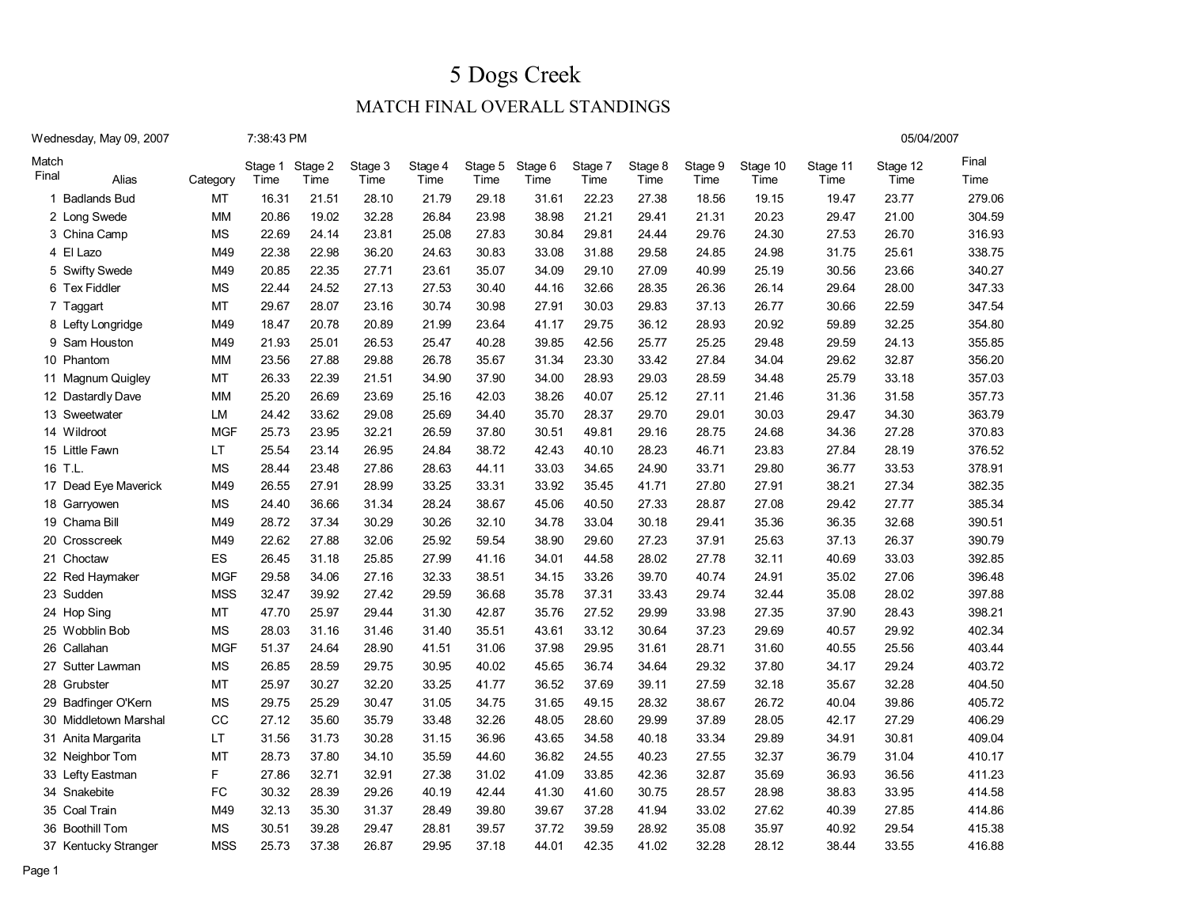# 5 Dogs Creek

## MATCH FINAL OVERALL STANDINGS

Wednesday, May 09, 2007 7:38:43 PM 05/04/2007

| Match Final | Alias | Category | Stage 1 Time | Stage 2 Time | Stage 3 Time | Stage 4 Time | Stage 5 Time | Stage 6 Time | Stage 7 Time | Stage 8 Time | Stage 9 Time | Stage 10 Time | Stage 11 Time | Stage 12 Time | Final Time |
|---|---|---|---|---|---|---|---|---|---|---|---|---|---|---|---|
| 1 | Badlands Bud | MT | 16.31 | 21.51 | 28.10 | 21.79 | 29.18 | 31.61 | 22.23 | 27.38 | 18.56 | 19.15 | 19.47 | 23.77 | 279.06 |
| 2 | Long Swede | MM | 20.86 | 19.02 | 32.28 | 26.84 | 23.98 | 38.98 | 21.21 | 29.41 | 21.31 | 20.23 | 29.47 | 21.00 | 304.59 |
| 3 | China Camp | MS | 22.69 | 24.14 | 23.81 | 25.08 | 27.83 | 30.84 | 29.81 | 24.44 | 29.76 | 24.30 | 27.53 | 26.70 | 316.93 |
| 4 | El Lazo | M49 | 22.38 | 22.98 | 36.20 | 24.63 | 30.83 | 33.08 | 31.88 | 29.58 | 24.85 | 24.98 | 31.75 | 25.61 | 338.75 |
| 5 | Swifty Swede | M49 | 20.85 | 22.35 | 27.71 | 23.61 | 35.07 | 34.09 | 29.10 | 27.09 | 40.99 | 25.19 | 30.56 | 23.66 | 340.27 |
| 6 | Tex Fiddler | MS | 22.44 | 24.52 | 27.13 | 27.53 | 30.40 | 44.16 | 32.66 | 28.35 | 26.36 | 26.14 | 29.64 | 28.00 | 347.33 |
| 7 | Taggart | MT | 29.67 | 28.07 | 23.16 | 30.74 | 30.98 | 27.91 | 30.03 | 29.83 | 37.13 | 26.77 | 30.66 | 22.59 | 347.54 |
| 8 | Lefty Longridge | M49 | 18.47 | 20.78 | 20.89 | 21.99 | 23.64 | 41.17 | 29.75 | 36.12 | 28.93 | 20.92 | 59.89 | 32.25 | 354.80 |
| 9 | Sam Houston | M49 | 21.93 | 25.01 | 26.53 | 25.47 | 40.28 | 39.85 | 42.56 | 25.77 | 25.25 | 29.48 | 29.59 | 24.13 | 355.85 |
| 10 | Phantom | MM | 23.56 | 27.88 | 29.88 | 26.78 | 35.67 | 31.34 | 23.30 | 33.42 | 27.84 | 34.04 | 29.62 | 32.87 | 356.20 |
| 11 | Magnum Quigley | MT | 26.33 | 22.39 | 21.51 | 34.90 | 37.90 | 34.00 | 28.93 | 29.03 | 28.59 | 34.48 | 25.79 | 33.18 | 357.03 |
| 12 | Dastardly Dave | MM | 25.20 | 26.69 | 23.69 | 25.16 | 42.03 | 38.26 | 40.07 | 25.12 | 27.11 | 21.46 | 31.36 | 31.58 | 357.73 |
| 13 | Sweetwater | LM | 24.42 | 33.62 | 29.08 | 25.69 | 34.40 | 35.70 | 28.37 | 29.70 | 29.01 | 30.03 | 29.47 | 34.30 | 363.79 |
| 14 | Wildroot | MGF | 25.73 | 23.95 | 32.21 | 26.59 | 37.80 | 30.51 | 49.81 | 29.16 | 28.75 | 24.68 | 34.36 | 27.28 | 370.83 |
| 15 | Little Fawn | LT | 25.54 | 23.14 | 26.95 | 24.84 | 38.72 | 42.43 | 40.10 | 28.23 | 46.71 | 23.83 | 27.84 | 28.19 | 376.52 |
| 16 | T.L. | MS | 28.44 | 23.48 | 27.86 | 28.63 | 44.11 | 33.03 | 34.65 | 24.90 | 33.71 | 29.80 | 36.77 | 33.53 | 378.91 |
| 17 | Dead Eye Maverick | M49 | 26.55 | 27.91 | 28.99 | 33.25 | 33.31 | 33.92 | 35.45 | 41.71 | 27.80 | 27.91 | 38.21 | 27.34 | 382.35 |
| 18 | Garryowen | MS | 24.40 | 36.66 | 31.34 | 28.24 | 38.67 | 45.06 | 40.50 | 27.33 | 28.87 | 27.08 | 29.42 | 27.77 | 385.34 |
| 19 | Chama Bill | M49 | 28.72 | 37.34 | 30.29 | 30.26 | 32.10 | 34.78 | 33.04 | 30.18 | 29.41 | 35.36 | 36.35 | 32.68 | 390.51 |
| 20 | Crosscreek | M49 | 22.62 | 27.88 | 32.06 | 25.92 | 59.54 | 38.90 | 29.60 | 27.23 | 37.91 | 25.63 | 37.13 | 26.37 | 390.79 |
| 21 | Choctaw | ES | 26.45 | 31.18 | 25.85 | 27.99 | 41.16 | 34.01 | 44.58 | 28.02 | 27.78 | 32.11 | 40.69 | 33.03 | 392.85 |
| 22 | Red Haymaker | MGF | 29.58 | 34.06 | 27.16 | 32.33 | 38.51 | 34.15 | 33.26 | 39.70 | 40.74 | 24.91 | 35.02 | 27.06 | 396.48 |
| 23 | Sudden | MSS | 32.47 | 39.92 | 27.42 | 29.59 | 36.68 | 35.78 | 37.31 | 33.43 | 29.74 | 32.44 | 35.08 | 28.02 | 397.88 |
| 24 | Hop Sing | MT | 47.70 | 25.97 | 29.44 | 31.30 | 42.87 | 35.76 | 27.52 | 29.99 | 33.98 | 27.35 | 37.90 | 28.43 | 398.21 |
| 25 | Wobblin Bob | MS | 28.03 | 31.16 | 31.46 | 31.40 | 35.51 | 43.61 | 33.12 | 30.64 | 37.23 | 29.69 | 40.57 | 29.92 | 402.34 |
| 26 | Callahan | MGF | 51.37 | 24.64 | 28.90 | 41.51 | 31.06 | 37.98 | 29.95 | 31.61 | 28.71 | 31.60 | 40.55 | 25.56 | 403.44 |
| 27 | Sutter Lawman | MS | 26.85 | 28.59 | 29.75 | 30.95 | 40.02 | 45.65 | 36.74 | 34.64 | 29.32 | 37.80 | 34.17 | 29.24 | 403.72 |
| 28 | Grubster | MT | 25.97 | 30.27 | 32.20 | 33.25 | 41.77 | 36.52 | 37.69 | 39.11 | 27.59 | 32.18 | 35.67 | 32.28 | 404.50 |
| 29 | Badfinger O'Kern | MS | 29.75 | 25.29 | 30.47 | 31.05 | 34.75 | 31.65 | 49.15 | 28.32 | 38.67 | 26.72 | 40.04 | 39.86 | 405.72 |
| 30 | Middletown Marshal | CC | 27.12 | 35.60 | 35.79 | 33.48 | 32.26 | 48.05 | 28.60 | 29.99 | 37.89 | 28.05 | 42.17 | 27.29 | 406.29 |
| 31 | Anita Margarita | LT | 31.56 | 31.73 | 30.28 | 31.15 | 36.96 | 43.65 | 34.58 | 40.18 | 33.34 | 29.89 | 34.91 | 30.81 | 409.04 |
| 32 | Neighbor Tom | MT | 28.73 | 37.80 | 34.10 | 35.59 | 44.60 | 36.82 | 24.55 | 40.23 | 27.55 | 32.37 | 36.79 | 31.04 | 410.17 |
| 33 | Lefty Eastman | F | 27.86 | 32.71 | 32.91 | 27.38 | 31.02 | 41.09 | 33.85 | 42.36 | 32.87 | 35.69 | 36.93 | 36.56 | 411.23 |
| 34 | Snakebite | FC | 30.32 | 28.39 | 29.26 | 40.19 | 42.44 | 41.30 | 41.60 | 30.75 | 28.57 | 28.98 | 38.83 | 33.95 | 414.58 |
| 35 | Coal Train | M49 | 32.13 | 35.30 | 31.37 | 28.49 | 39.80 | 39.67 | 37.28 | 41.94 | 33.02 | 27.62 | 40.39 | 27.85 | 414.86 |
| 36 | Boothill Tom | MS | 30.51 | 39.28 | 29.47 | 28.81 | 39.57 | 37.72 | 39.59 | 28.92 | 35.08 | 35.97 | 40.92 | 29.54 | 415.38 |
| 37 | Kentucky Stranger | MSS | 25.73 | 37.38 | 26.87 | 29.95 | 37.18 | 44.01 | 42.35 | 41.02 | 32.28 | 28.12 | 38.44 | 33.55 | 416.88 |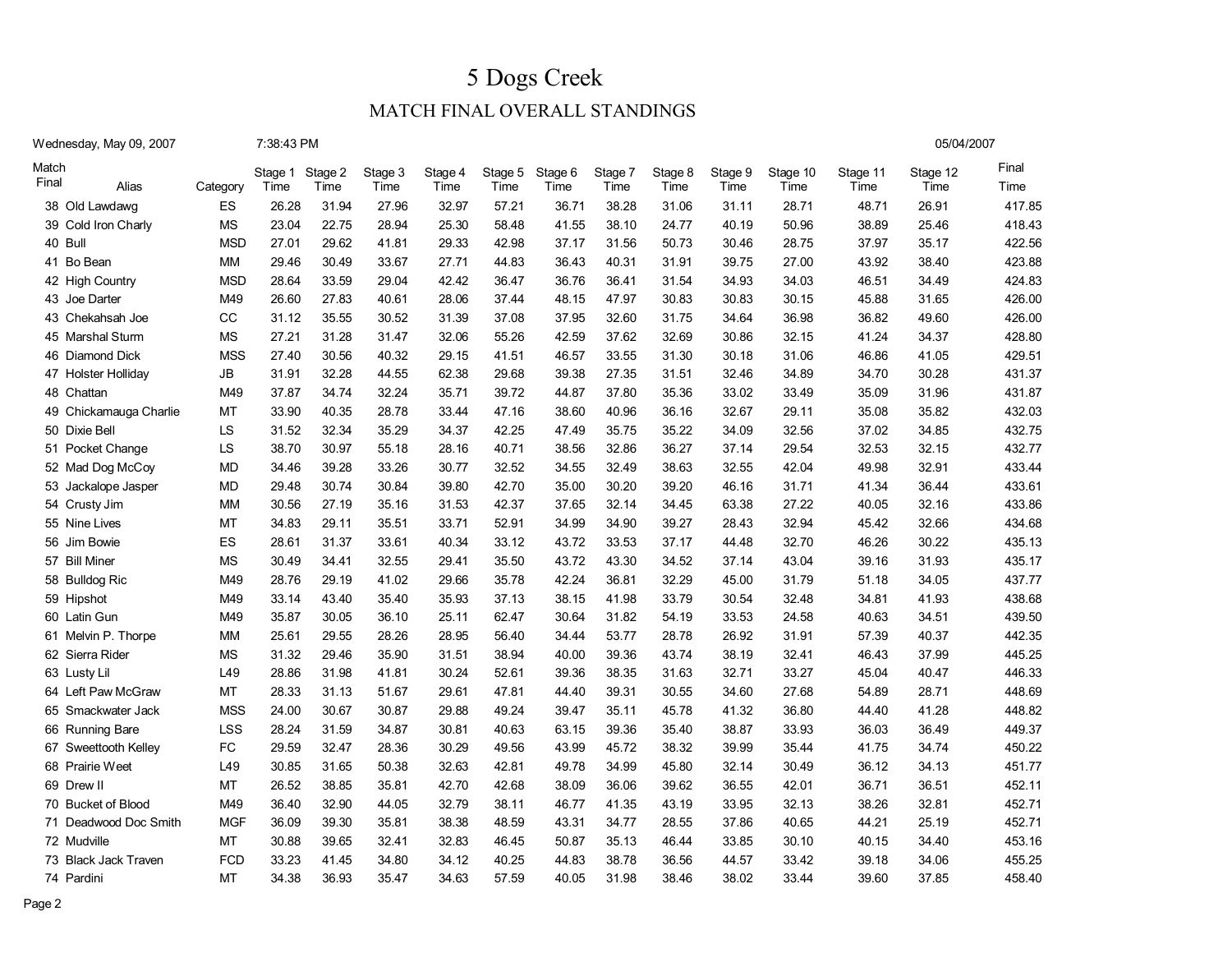# 5 Dogs Creek

## MATCH FINAL OVERALL STANDINGS

Wednesday, May 09, 2007 7:38:43 PM 05/04/2007

| Match Final | Alias | Category | Stage 1 Time | Stage 2 Time | Stage 3 Time | Stage 4 Time | Stage 5 Time | Stage 6 Time | Stage 7 Time | Stage 8 Time | Stage 9 Time | Stage 10 Time | Stage 11 Time | Stage 12 Time | Final Time |
|---|---|---|---|---|---|---|---|---|---|---|---|---|---|---|---|
| 38 | Old Lawdawg | ES | 26.28 | 31.94 | 27.96 | 32.97 | 57.21 | 36.71 | 38.28 | 31.06 | 31.11 | 28.71 | 48.71 | 26.91 | 417.85 |
| 39 | Cold Iron Charly | MS | 23.04 | 22.75 | 28.94 | 25.30 | 58.48 | 41.55 | 38.10 | 24.77 | 40.19 | 50.96 | 38.89 | 25.46 | 418.43 |
| 40 | Bull | MSD | 27.01 | 29.62 | 41.81 | 29.33 | 42.98 | 37.17 | 31.56 | 50.73 | 30.46 | 28.75 | 37.97 | 35.17 | 422.56 |
| 41 | Bo Bean | MM | 29.46 | 30.49 | 33.67 | 27.71 | 44.83 | 36.43 | 40.31 | 31.91 | 39.75 | 27.00 | 43.92 | 38.40 | 423.88 |
| 42 | High Country | MSD | 28.64 | 33.59 | 29.04 | 42.42 | 36.47 | 36.76 | 36.41 | 31.54 | 34.93 | 34.03 | 46.51 | 34.49 | 424.83 |
| 43 | Joe Darter | M49 | 26.60 | 27.83 | 40.61 | 28.06 | 37.44 | 48.15 | 47.97 | 30.83 | 30.83 | 30.15 | 45.88 | 31.65 | 426.00 |
| 43 | Chekahsah Joe | CC | 31.12 | 35.55 | 30.52 | 31.39 | 37.08 | 37.95 | 32.60 | 31.75 | 34.64 | 36.98 | 36.82 | 49.60 | 426.00 |
| 45 | Marshal Sturm | MS | 27.21 | 31.28 | 31.47 | 32.06 | 55.26 | 42.59 | 37.62 | 32.69 | 30.86 | 32.15 | 41.24 | 34.37 | 428.80 |
| 46 | Diamond Dick | MSS | 27.40 | 30.56 | 40.32 | 29.15 | 41.51 | 46.57 | 33.55 | 31.30 | 30.18 | 31.06 | 46.86 | 41.05 | 429.51 |
| 47 | Holster Holliday | JB | 31.91 | 32.28 | 44.55 | 62.38 | 29.68 | 39.38 | 27.35 | 31.51 | 32.46 | 34.89 | 34.70 | 30.28 | 431.37 |
| 48 | Chattan | M49 | 37.87 | 34.74 | 32.24 | 35.71 | 39.72 | 44.87 | 37.80 | 35.36 | 33.02 | 33.49 | 35.09 | 31.96 | 431.87 |
| 49 | Chickamauga Charlie | MT | 33.90 | 40.35 | 28.78 | 33.44 | 47.16 | 38.60 | 40.96 | 36.16 | 32.67 | 29.11 | 35.08 | 35.82 | 432.03 |
| 50 | Dixie Bell | LS | 31.52 | 32.34 | 35.29 | 34.37 | 42.25 | 47.49 | 35.75 | 35.22 | 34.09 | 32.56 | 37.02 | 34.85 | 432.75 |
| 51 | Pocket Change | LS | 38.70 | 30.97 | 55.18 | 28.16 | 40.71 | 38.56 | 32.86 | 36.27 | 37.14 | 29.54 | 32.53 | 32.15 | 432.77 |
| 52 | Mad Dog McCoy | MD | 34.46 | 39.28 | 33.26 | 30.77 | 32.52 | 34.55 | 32.49 | 38.63 | 32.55 | 42.04 | 49.98 | 32.91 | 433.44 |
| 53 | Jackalope Jasper | MD | 29.48 | 30.74 | 30.84 | 39.80 | 42.70 | 35.00 | 30.20 | 39.20 | 46.16 | 31.71 | 41.34 | 36.44 | 433.61 |
| 54 | Crusty Jim | MM | 30.56 | 27.19 | 35.16 | 31.53 | 42.37 | 37.65 | 32.14 | 34.45 | 63.38 | 27.22 | 40.05 | 32.16 | 433.86 |
| 55 | Nine Lives | MT | 34.83 | 29.11 | 35.51 | 33.71 | 52.91 | 34.99 | 34.90 | 39.27 | 28.43 | 32.94 | 45.42 | 32.66 | 434.68 |
| 56 | Jim Bowie | ES | 28.61 | 31.37 | 33.61 | 40.34 | 33.12 | 43.72 | 33.53 | 37.17 | 44.48 | 32.70 | 46.26 | 30.22 | 435.13 |
| 57 | Bill Miner | MS | 30.49 | 34.41 | 32.55 | 29.41 | 35.50 | 43.72 | 43.30 | 34.52 | 37.14 | 43.04 | 39.16 | 31.93 | 435.17 |
| 58 | Bulldog Ric | M49 | 28.76 | 29.19 | 41.02 | 29.66 | 35.78 | 42.24 | 36.81 | 32.29 | 45.00 | 31.79 | 51.18 | 34.05 | 437.77 |
| 59 | Hipshot | M49 | 33.14 | 43.40 | 35.40 | 35.93 | 37.13 | 38.15 | 41.98 | 33.79 | 30.54 | 32.48 | 34.81 | 41.93 | 438.68 |
| 60 | Latin Gun | M49 | 35.87 | 30.05 | 36.10 | 25.11 | 62.47 | 30.64 | 31.82 | 54.19 | 33.53 | 24.58 | 40.63 | 34.51 | 439.50 |
| 61 | Melvin P. Thorpe | MM | 25.61 | 29.55 | 28.26 | 28.95 | 56.40 | 34.44 | 53.77 | 28.78 | 26.92 | 31.91 | 57.39 | 40.37 | 442.35 |
| 62 | Sierra Rider | MS | 31.32 | 29.46 | 35.90 | 31.51 | 38.94 | 40.00 | 39.36 | 43.74 | 38.19 | 32.41 | 46.43 | 37.99 | 445.25 |
| 63 | Lusty Lil | L49 | 28.86 | 31.98 | 41.81 | 30.24 | 52.61 | 39.36 | 38.35 | 31.63 | 32.71 | 33.27 | 45.04 | 40.47 | 446.33 |
| 64 | Left Paw McGraw | MT | 28.33 | 31.13 | 51.67 | 29.61 | 47.81 | 44.40 | 39.31 | 30.55 | 34.60 | 27.68 | 54.89 | 28.71 | 448.69 |
| 65 | Smackwater Jack | MSS | 24.00 | 30.67 | 30.87 | 29.88 | 49.24 | 39.47 | 35.11 | 45.78 | 41.32 | 36.80 | 44.40 | 41.28 | 448.82 |
| 66 | Running Bare | LSS | 28.24 | 31.59 | 34.87 | 30.81 | 40.63 | 63.15 | 39.36 | 35.40 | 38.87 | 33.93 | 36.03 | 36.49 | 449.37 |
| 67 | Sweettooth Kelley | FC | 29.59 | 32.47 | 28.36 | 30.29 | 49.56 | 43.99 | 45.72 | 38.32 | 39.99 | 35.44 | 41.75 | 34.74 | 450.22 |
| 68 | Prairie Weet | L49 | 30.85 | 31.65 | 50.38 | 32.63 | 42.81 | 49.78 | 34.99 | 45.80 | 32.14 | 30.49 | 36.12 | 34.13 | 451.77 |
| 69 | Drew II | MT | 26.52 | 38.85 | 35.81 | 42.70 | 42.68 | 38.09 | 36.06 | 39.62 | 36.55 | 42.01 | 36.71 | 36.51 | 452.11 |
| 70 | Bucket of Blood | M49 | 36.40 | 32.90 | 44.05 | 32.79 | 38.11 | 46.77 | 41.35 | 43.19 | 33.95 | 32.13 | 38.26 | 32.81 | 452.71 |
| 71 | Deadwood Doc Smith | MGF | 36.09 | 39.30 | 35.81 | 38.38 | 48.59 | 43.31 | 34.77 | 28.55 | 37.86 | 40.65 | 44.21 | 25.19 | 452.71 |
| 72 | Mudville | MT | 30.88 | 39.65 | 32.41 | 32.83 | 46.45 | 50.87 | 35.13 | 46.44 | 33.85 | 30.10 | 40.15 | 34.40 | 453.16 |
| 73 | Black Jack Traven | FCD | 33.23 | 41.45 | 34.80 | 34.12 | 40.25 | 44.83 | 38.78 | 36.56 | 44.57 | 33.42 | 39.18 | 34.06 | 455.25 |
| 74 | Pardini | MT | 34.38 | 36.93 | 35.47 | 34.63 | 57.59 | 40.05 | 31.98 | 38.46 | 38.02 | 33.44 | 39.60 | 37.85 | 458.40 |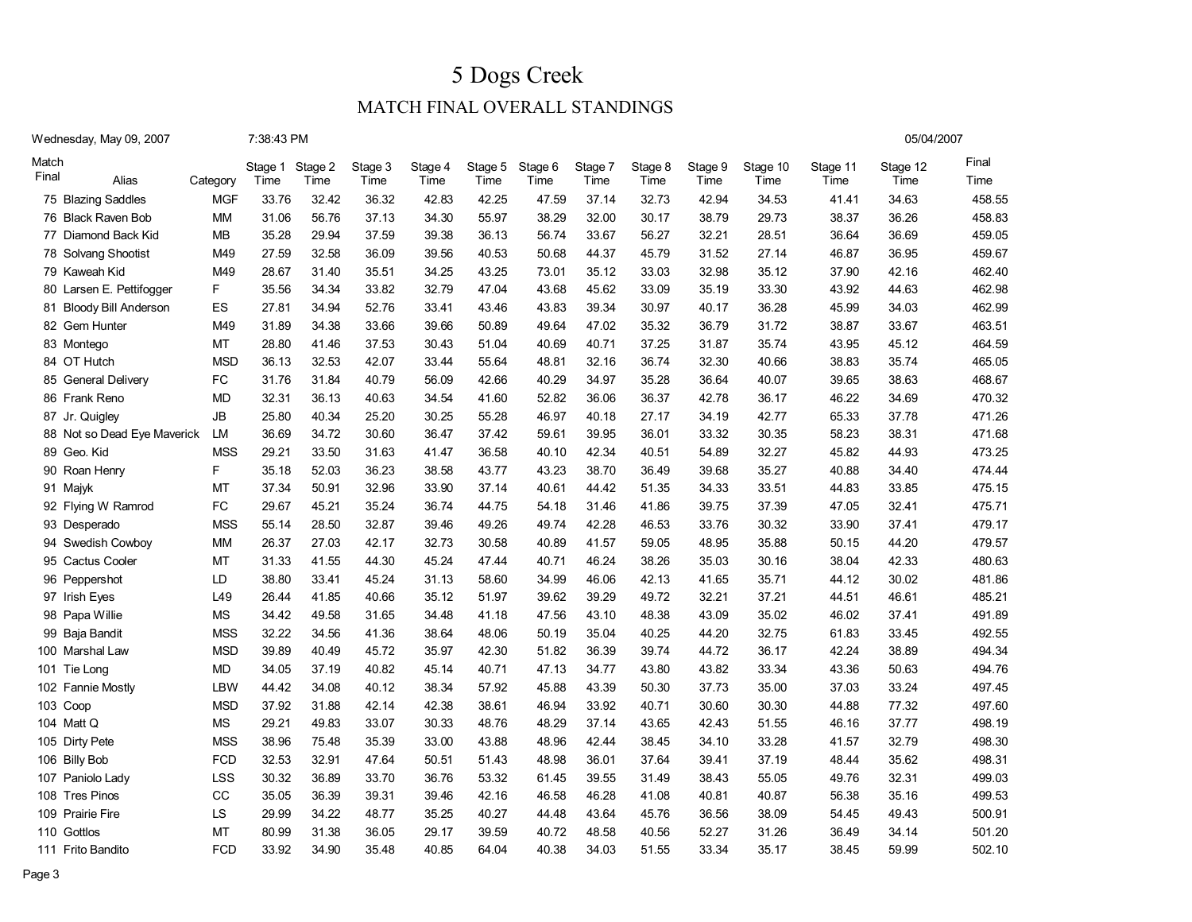# 5 Dogs Creek

## MATCH FINAL OVERALL STANDINGS

Wednesday, May 09, 2007 7:38:43 PM 05/04/2007

| Match Final | Alias | Category | Stage 1 Time | Stage 2 Time | Stage 3 Time | Stage 4 Time | Stage 5 Time | Stage 6 Time | Stage 7 Time | Stage 8 Time | Stage 9 Time | Stage 10 Time | Stage 11 Time | Stage 12 Time | Final Time |
|---|---|---|---|---|---|---|---|---|---|---|---|---|---|---|---|
| 75 | Blazing Saddles | MGF | 33.76 | 32.42 | 36.32 | 42.83 | 42.25 | 47.59 | 37.14 | 32.73 | 42.94 | 34.53 | 41.41 | 34.63 | 458.55 |
| 76 | Black Raven Bob | MM | 31.06 | 56.76 | 37.13 | 34.30 | 55.97 | 38.29 | 32.00 | 30.17 | 38.79 | 29.73 | 38.37 | 36.26 | 458.83 |
| 77 | Diamond Back Kid | MB | 35.28 | 29.94 | 37.59 | 39.38 | 36.13 | 56.74 | 33.67 | 56.27 | 32.21 | 28.51 | 36.64 | 36.69 | 459.05 |
| 78 | Solvang Shootist | M49 | 27.59 | 32.58 | 36.09 | 39.56 | 40.53 | 50.68 | 44.37 | 45.79 | 31.52 | 27.14 | 46.87 | 36.95 | 459.67 |
| 79 | Kaweah Kid | M49 | 28.67 | 31.40 | 35.51 | 34.25 | 43.25 | 73.01 | 35.12 | 33.03 | 32.98 | 35.12 | 37.90 | 42.16 | 462.40 |
| 80 | Larsen E. Pettifogger | F | 35.56 | 34.34 | 33.82 | 32.79 | 47.04 | 43.68 | 45.62 | 33.09 | 35.19 | 33.30 | 43.92 | 44.63 | 462.98 |
| 81 | Bloody Bill Anderson | ES | 27.81 | 34.94 | 52.76 | 33.41 | 43.46 | 43.83 | 39.34 | 30.97 | 40.17 | 36.28 | 45.99 | 34.03 | 462.99 |
| 82 | Gem Hunter | M49 | 31.89 | 34.38 | 33.66 | 39.66 | 50.89 | 49.64 | 47.02 | 35.32 | 36.79 | 31.72 | 38.87 | 33.67 | 463.51 |
| 83 | Montego | MT | 28.80 | 41.46 | 37.53 | 30.43 | 51.04 | 40.69 | 40.71 | 37.25 | 31.87 | 35.74 | 43.95 | 45.12 | 464.59 |
| 84 | OT Hutch | MSD | 36.13 | 32.53 | 42.07 | 33.44 | 55.64 | 48.81 | 32.16 | 36.74 | 32.30 | 40.66 | 38.83 | 35.74 | 465.05 |
| 85 | General Delivery | FC | 31.76 | 31.84 | 40.79 | 56.09 | 42.66 | 40.29 | 34.97 | 35.28 | 36.64 | 40.07 | 39.65 | 38.63 | 468.67 |
| 86 | Frank Reno | MD | 32.31 | 36.13 | 40.63 | 34.54 | 41.60 | 52.82 | 36.06 | 36.37 | 42.78 | 36.17 | 46.22 | 34.69 | 470.32 |
| 87 | Jr. Quigley | JB | 25.80 | 40.34 | 25.20 | 30.25 | 55.28 | 46.97 | 40.18 | 27.17 | 34.19 | 42.77 | 65.33 | 37.78 | 471.26 |
| 88 | Not so Dead Eye Maverick | LM | 36.69 | 34.72 | 30.60 | 36.47 | 37.42 | 59.61 | 39.95 | 36.01 | 33.32 | 30.35 | 58.23 | 38.31 | 471.68 |
| 89 | Geo. Kid | MSS | 29.21 | 33.50 | 31.63 | 41.47 | 36.58 | 40.10 | 42.34 | 40.51 | 54.89 | 32.27 | 45.82 | 44.93 | 473.25 |
| 90 | Roan Henry | F | 35.18 | 52.03 | 36.23 | 38.58 | 43.77 | 43.23 | 38.70 | 36.49 | 39.68 | 35.27 | 40.88 | 34.40 | 474.44 |
| 91 | Majyk | MT | 37.34 | 50.91 | 32.96 | 33.90 | 37.14 | 40.61 | 44.42 | 51.35 | 34.33 | 33.51 | 44.83 | 33.85 | 475.15 |
| 92 | Flying W Ramrod | FC | 29.67 | 45.21 | 35.24 | 36.74 | 44.75 | 54.18 | 31.46 | 41.86 | 39.75 | 37.39 | 47.05 | 32.41 | 475.71 |
| 93 | Desperado | MSS | 55.14 | 28.50 | 32.87 | 39.46 | 49.26 | 49.74 | 42.28 | 46.53 | 33.76 | 30.32 | 33.90 | 37.41 | 479.17 |
| 94 | Swedish Cowboy | MM | 26.37 | 27.03 | 42.17 | 32.73 | 30.58 | 40.89 | 41.57 | 59.05 | 48.95 | 35.88 | 50.15 | 44.20 | 479.57 |
| 95 | Cactus Cooler | MT | 31.33 | 41.55 | 44.30 | 45.24 | 47.44 | 40.71 | 46.24 | 38.26 | 35.03 | 30.16 | 38.04 | 42.33 | 480.63 |
| 96 | Peppershot | LD | 38.80 | 33.41 | 45.24 | 31.13 | 58.60 | 34.99 | 46.06 | 42.13 | 41.65 | 35.71 | 44.12 | 30.02 | 481.86 |
| 97 | Irish Eyes | L49 | 26.44 | 41.85 | 40.66 | 35.12 | 51.97 | 39.62 | 39.29 | 49.72 | 32.21 | 37.21 | 44.51 | 46.61 | 485.21 |
| 98 | Papa Willie | MS | 34.42 | 49.58 | 31.65 | 34.48 | 41.18 | 47.56 | 43.10 | 48.38 | 43.09 | 35.02 | 46.02 | 37.41 | 491.89 |
| 99 | Baja Bandit | MSS | 32.22 | 34.56 | 41.36 | 38.64 | 48.06 | 50.19 | 35.04 | 40.25 | 44.20 | 32.75 | 61.83 | 33.45 | 492.55 |
| 100 | Marshal Law | MSD | 39.89 | 40.49 | 45.72 | 35.97 | 42.30 | 51.82 | 36.39 | 39.74 | 44.72 | 36.17 | 42.24 | 38.89 | 494.34 |
| 101 | Tie Long | MD | 34.05 | 37.19 | 40.82 | 45.14 | 40.71 | 47.13 | 34.77 | 43.80 | 43.82 | 33.34 | 43.36 | 50.63 | 494.76 |
| 102 | Fannie Mostly | LBW | 44.42 | 34.08 | 40.12 | 38.34 | 57.92 | 45.88 | 43.39 | 50.30 | 37.73 | 35.00 | 37.03 | 33.24 | 497.45 |
| 103 | Coop | MSD | 37.92 | 31.88 | 42.14 | 42.38 | 38.61 | 46.94 | 33.92 | 40.71 | 30.60 | 30.30 | 44.88 | 77.32 | 497.60 |
| 104 | Matt Q | MS | 29.21 | 49.83 | 33.07 | 30.33 | 48.76 | 48.29 | 37.14 | 43.65 | 42.43 | 51.55 | 46.16 | 37.77 | 498.19 |
| 105 | Dirty Pete | MSS | 38.96 | 75.48 | 35.39 | 33.00 | 43.88 | 48.96 | 42.44 | 38.45 | 34.10 | 33.28 | 41.57 | 32.79 | 498.30 |
| 106 | Billy Bob | FCD | 32.53 | 32.91 | 47.64 | 50.51 | 51.43 | 48.98 | 36.01 | 37.64 | 39.41 | 37.19 | 48.44 | 35.62 | 498.31 |
| 107 | Paniolo Lady | LSS | 30.32 | 36.89 | 33.70 | 36.76 | 53.32 | 61.45 | 39.55 | 31.49 | 38.43 | 55.05 | 49.76 | 32.31 | 499.03 |
| 108 | Tres Pinos | CC | 35.05 | 36.39 | 39.31 | 39.46 | 42.16 | 46.58 | 46.28 | 41.08 | 40.81 | 40.87 | 56.38 | 35.16 | 499.53 |
| 109 | Prairie Fire | LS | 29.99 | 34.22 | 48.77 | 35.25 | 40.27 | 44.48 | 43.64 | 45.76 | 36.56 | 38.09 | 54.45 | 49.43 | 500.91 |
| 110 | Gottlos | MT | 80.99 | 31.38 | 36.05 | 29.17 | 39.59 | 40.72 | 48.58 | 40.56 | 52.27 | 31.26 | 36.49 | 34.14 | 501.20 |
| 111 | Frito Bandito | FCD | 33.92 | 34.90 | 35.48 | 40.85 | 64.04 | 40.38 | 34.03 | 51.55 | 33.34 | 35.17 | 38.45 | 59.99 | 502.10 |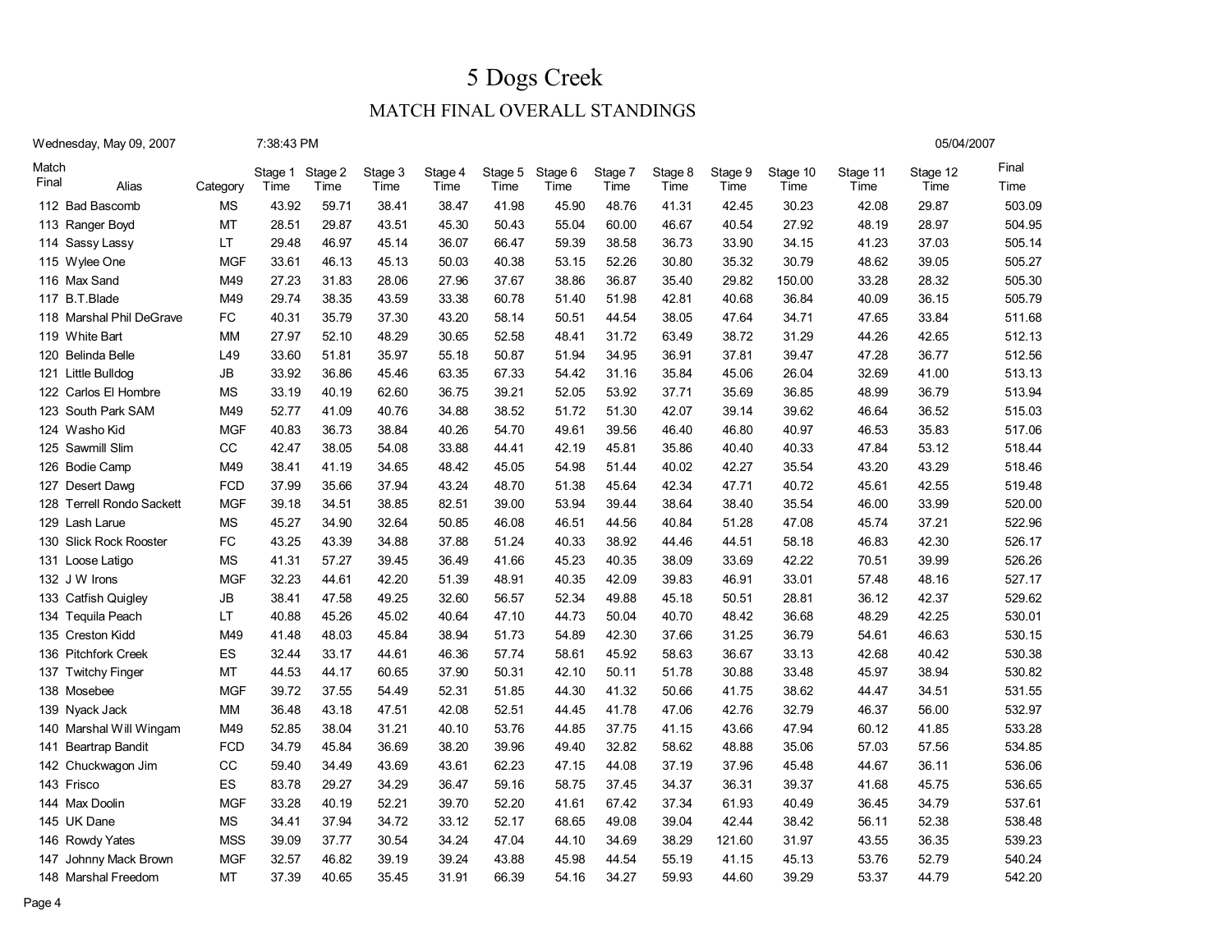# 5 Dogs Creek

## MATCH FINAL OVERALL STANDINGS

Wednesday, May 09, 2007 7:38:43 PM 05/04/2007

| Match Final | Alias | Category | Stage 1 Time | Stage 2 Time | Stage 3 Time | Stage 4 Time | Stage 5 Time | Stage 6 Time | Stage 7 Time | Stage 8 Time | Stage 9 Time | Stage 10 Time | Stage 11 Time | Stage 12 Time | Final Time |
|---|---|---|---|---|---|---|---|---|---|---|---|---|---|---|---|
| 112 | Bad Bascomb | MS | 43.92 | 59.71 | 38.41 | 38.47 | 41.98 | 45.90 | 48.76 | 41.31 | 42.45 | 30.23 | 42.08 | 29.87 | 503.09 |
| 113 | Ranger Boyd | MT | 28.51 | 29.87 | 43.51 | 45.30 | 50.43 | 55.04 | 60.00 | 46.67 | 40.54 | 27.92 | 48.19 | 28.97 | 504.95 |
| 114 | Sassy Lassy | LT | 29.48 | 46.97 | 45.14 | 36.07 | 66.47 | 59.39 | 38.58 | 36.73 | 33.90 | 34.15 | 41.23 | 37.03 | 505.14 |
| 115 | Wylee One | MGF | 33.61 | 46.13 | 45.13 | 50.03 | 40.38 | 53.15 | 52.26 | 30.80 | 35.32 | 30.79 | 48.62 | 39.05 | 505.27 |
| 116 | Max Sand | M49 | 27.23 | 31.83 | 28.06 | 27.96 | 37.67 | 38.86 | 36.87 | 35.40 | 29.82 | 150.00 | 33.28 | 28.32 | 505.30 |
| 117 | B.T.Blade | M49 | 29.74 | 38.35 | 43.59 | 33.38 | 60.78 | 51.40 | 51.98 | 42.81 | 40.68 | 36.84 | 40.09 | 36.15 | 505.79 |
| 118 | Marshal Phil DeGrave | FC | 40.31 | 35.79 | 37.30 | 43.20 | 58.14 | 50.51 | 44.54 | 38.05 | 47.64 | 34.71 | 47.65 | 33.84 | 511.68 |
| 119 | White Bart | MM | 27.97 | 52.10 | 48.29 | 30.65 | 52.58 | 48.41 | 31.72 | 63.49 | 38.72 | 31.29 | 44.26 | 42.65 | 512.13 |
| 120 | Belinda Belle | L49 | 33.60 | 51.81 | 35.97 | 55.18 | 50.87 | 51.94 | 34.95 | 36.91 | 37.81 | 39.47 | 47.28 | 36.77 | 512.56 |
| 121 | Little Bulldog | JB | 33.92 | 36.86 | 45.46 | 63.35 | 67.33 | 54.42 | 31.16 | 35.84 | 45.06 | 26.04 | 32.69 | 41.00 | 513.13 |
| 122 | Carlos El Hombre | MS | 33.19 | 40.19 | 62.60 | 36.75 | 39.21 | 52.05 | 53.92 | 37.71 | 35.69 | 36.85 | 48.99 | 36.79 | 513.94 |
| 123 | South Park SAM | M49 | 52.77 | 41.09 | 40.76 | 34.88 | 38.52 | 51.72 | 51.30 | 42.07 | 39.14 | 39.62 | 46.64 | 36.52 | 515.03 |
| 124 | Washo Kid | MGF | 40.83 | 36.73 | 38.84 | 40.26 | 54.70 | 49.61 | 39.56 | 46.40 | 46.80 | 40.97 | 46.53 | 35.83 | 517.06 |
| 125 | Sawmill Slim | CC | 42.47 | 38.05 | 54.08 | 33.88 | 44.41 | 42.19 | 45.81 | 35.86 | 40.40 | 40.33 | 47.84 | 53.12 | 518.44 |
| 126 | Bodie Camp | M49 | 38.41 | 41.19 | 34.65 | 48.42 | 45.05 | 54.98 | 51.44 | 40.02 | 42.27 | 35.54 | 43.20 | 43.29 | 518.46 |
| 127 | Desert Dawg | FCD | 37.99 | 35.66 | 37.94 | 43.24 | 48.70 | 51.38 | 45.64 | 42.34 | 47.71 | 40.72 | 45.61 | 42.55 | 519.48 |
| 128 | Terrell Rondo Sackett | MGF | 39.18 | 34.51 | 38.85 | 82.51 | 39.00 | 53.94 | 39.44 | 38.64 | 38.40 | 35.54 | 46.00 | 33.99 | 520.00 |
| 129 | Lash Larue | MS | 45.27 | 34.90 | 32.64 | 50.85 | 46.08 | 46.51 | 44.56 | 40.84 | 51.28 | 47.08 | 45.74 | 37.21 | 522.96 |
| 130 | Slick Rock Rooster | FC | 43.25 | 43.39 | 34.88 | 37.88 | 51.24 | 40.33 | 38.92 | 44.46 | 44.51 | 58.18 | 46.83 | 42.30 | 526.17 |
| 131 | Loose Latigo | MS | 41.31 | 57.27 | 39.45 | 36.49 | 41.66 | 45.23 | 40.35 | 38.09 | 33.69 | 42.22 | 70.51 | 39.99 | 526.26 |
| 132 | J W Irons | MGF | 32.23 | 44.61 | 42.20 | 51.39 | 48.91 | 40.35 | 42.09 | 39.83 | 46.91 | 33.01 | 57.48 | 48.16 | 527.17 |
| 133 | Catfish Quigley | JB | 38.41 | 47.58 | 49.25 | 32.60 | 56.57 | 52.34 | 49.88 | 45.18 | 50.51 | 28.81 | 36.12 | 42.37 | 529.62 |
| 134 | Tequila Peach | LT | 40.88 | 45.26 | 45.02 | 40.64 | 47.10 | 44.73 | 50.04 | 40.70 | 48.42 | 36.68 | 48.29 | 42.25 | 530.01 |
| 135 | Creston Kidd | M49 | 41.48 | 48.03 | 45.84 | 38.94 | 51.73 | 54.89 | 42.30 | 37.66 | 31.25 | 36.79 | 54.61 | 46.63 | 530.15 |
| 136 | Pitchfork Creek | ES | 32.44 | 33.17 | 44.61 | 46.36 | 57.74 | 58.61 | 45.92 | 58.63 | 36.67 | 33.13 | 42.68 | 40.42 | 530.38 |
| 137 | Twitchy Finger | MT | 44.53 | 44.17 | 60.65 | 37.90 | 50.31 | 42.10 | 50.11 | 51.78 | 30.88 | 33.48 | 45.97 | 38.94 | 530.82 |
| 138 | Mosebee | MGF | 39.72 | 37.55 | 54.49 | 52.31 | 51.85 | 44.30 | 41.32 | 50.66 | 41.75 | 38.62 | 44.47 | 34.51 | 531.55 |
| 139 | Nyack Jack | MM | 36.48 | 43.18 | 47.51 | 42.08 | 52.51 | 44.45 | 41.78 | 47.06 | 42.76 | 32.79 | 46.37 | 56.00 | 532.97 |
| 140 | Marshal Will Wingam | M49 | 52.85 | 38.04 | 31.21 | 40.10 | 53.76 | 44.85 | 37.75 | 41.15 | 43.66 | 47.94 | 60.12 | 41.85 | 533.28 |
| 141 | Beartrap Bandit | FCD | 34.79 | 45.84 | 36.69 | 38.20 | 39.96 | 49.40 | 32.82 | 58.62 | 48.88 | 35.06 | 57.03 | 57.56 | 534.85 |
| 142 | Chuckwagon Jim | CC | 59.40 | 34.49 | 43.69 | 43.61 | 62.23 | 47.15 | 44.08 | 37.19 | 37.96 | 45.48 | 44.67 | 36.11 | 536.06 |
| 143 | Frisco | ES | 83.78 | 29.27 | 34.29 | 36.47 | 59.16 | 58.75 | 37.45 | 34.37 | 36.31 | 39.37 | 41.68 | 45.75 | 536.65 |
| 144 | Max Doolin | MGF | 33.28 | 40.19 | 52.21 | 39.70 | 52.20 | 41.61 | 67.42 | 37.34 | 61.93 | 40.49 | 36.45 | 34.79 | 537.61 |
| 145 | UK Dane | MS | 34.41 | 37.94 | 34.72 | 33.12 | 52.17 | 68.65 | 49.08 | 39.04 | 42.44 | 38.42 | 56.11 | 52.38 | 538.48 |
| 146 | Rowdy Yates | MSS | 39.09 | 37.77 | 30.54 | 34.24 | 47.04 | 44.10 | 34.69 | 38.29 | 121.60 | 31.97 | 43.55 | 36.35 | 539.23 |
| 147 | Johnny Mack Brown | MGF | 32.57 | 46.82 | 39.19 | 39.24 | 43.88 | 45.98 | 44.54 | 55.19 | 41.15 | 45.13 | 53.76 | 52.79 | 540.24 |
| 148 | Marshal Freedom | MT | 37.39 | 40.65 | 35.45 | 31.91 | 66.39 | 54.16 | 34.27 | 59.93 | 44.60 | 39.29 | 53.37 | 44.79 | 542.20 |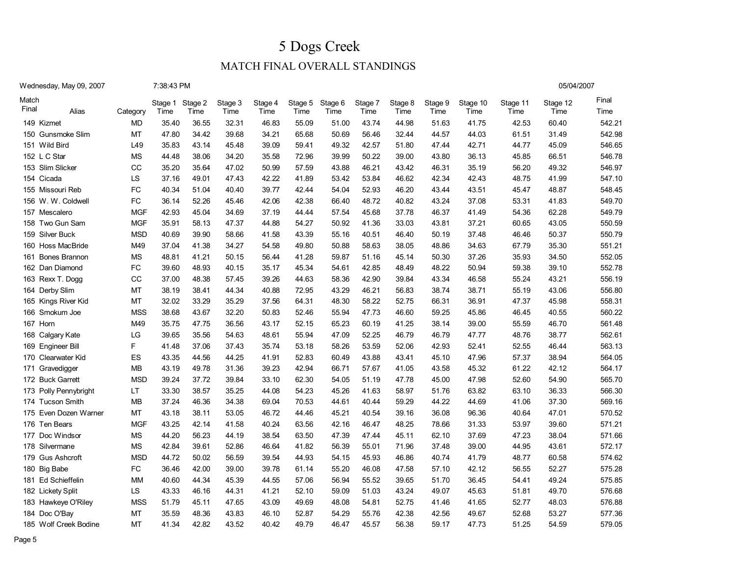# 5 Dogs Creek

## MATCH FINAL OVERALL STANDINGS

Wednesday, May 09, 2007 7:38:43 PM 05/04/2007

| Match Final | Alias | Category | Stage 1 Time | Stage 2 Time | Stage 3 Time | Stage 4 Time | Stage 5 Time | Stage 6 Time | Stage 7 Time | Stage 8 Time | Stage 9 Time | Stage 10 Time | Stage 11 Time | Stage 12 Time | Final Time |
|---|---|---|---|---|---|---|---|---|---|---|---|---|---|---|---|
| 149 | Kizmet | MD | 35.40 | 36.55 | 32.31 | 46.83 | 55.09 | 51.00 | 43.74 | 44.98 | 51.63 | 41.75 | 42.53 | 60.40 | 542.21 |
| 150 | Gunsmoke Slim | MT | 47.80 | 34.42 | 39.68 | 34.21 | 65.68 | 50.69 | 56.46 | 32.44 | 44.57 | 44.03 | 61.51 | 31.49 | 542.98 |
| 151 | Wild Bird | L49 | 35.83 | 43.14 | 45.48 | 39.09 | 59.41 | 49.32 | 42.57 | 51.80 | 47.44 | 42.71 | 44.77 | 45.09 | 546.65 |
| 152 | L C Star | MS | 44.48 | 38.06 | 34.20 | 35.58 | 72.96 | 39.99 | 50.22 | 39.00 | 43.80 | 36.13 | 45.85 | 66.51 | 546.78 |
| 153 | Slim Slicker | CC | 35.20 | 35.64 | 47.02 | 50.99 | 57.59 | 43.88 | 46.21 | 43.42 | 46.31 | 35.19 | 56.20 | 49.32 | 546.97 |
| 154 | Cicada | LS | 37.16 | 49.01 | 47.43 | 42.22 | 41.89 | 53.42 | 53.84 | 46.62 | 42.34 | 42.43 | 48.75 | 41.99 | 547.10 |
| 155 | Missouri Reb | FC | 40.34 | 51.04 | 40.40 | 39.77 | 42.44 | 54.04 | 52.93 | 46.20 | 43.44 | 43.51 | 45.47 | 48.87 | 548.45 |
| 156 | W. W. Coldwell | FC | 36.14 | 52.26 | 45.46 | 42.06 | 42.38 | 66.40 | 48.72 | 40.82 | 43.24 | 37.08 | 53.31 | 41.83 | 549.70 |
| 157 | Mescalero | MGF | 42.93 | 45.04 | 34.69 | 37.19 | 44.44 | 57.54 | 45.68 | 37.78 | 46.37 | 41.49 | 54.36 | 62.28 | 549.79 |
| 158 | Two Gun Sam | MGF | 35.91 | 58.13 | 47.37 | 44.88 | 54.27 | 50.92 | 41.36 | 33.03 | 43.81 | 37.21 | 60.65 | 43.05 | 550.59 |
| 159 | Silver Buck | MSD | 40.69 | 39.90 | 58.66 | 41.58 | 43.39 | 55.16 | 40.51 | 46.40 | 50.19 | 37.48 | 46.46 | 50.37 | 550.79 |
| 160 | Hoss MacBride | M49 | 37.04 | 41.38 | 34.27 | 54.58 | 49.80 | 50.88 | 58.63 | 38.05 | 48.86 | 34.63 | 67.79 | 35.30 | 551.21 |
| 161 | Bones Brannon | MS | 48.81 | 41.21 | 50.15 | 56.44 | 41.28 | 59.87 | 51.16 | 45.14 | 50.30 | 37.26 | 35.93 | 34.50 | 552.05 |
| 162 | Dan Diamond | FC | 39.60 | 48.93 | 40.15 | 35.17 | 45.34 | 54.61 | 42.85 | 48.49 | 48.22 | 50.94 | 59.38 | 39.10 | 552.78 |
| 163 | Rexx T. Dogg | CC | 37.00 | 48.38 | 57.45 | 39.26 | 44.63 | 58.36 | 42.90 | 39.84 | 43.34 | 46.58 | 55.24 | 43.21 | 556.19 |
| 164 | Derby Slim | MT | 38.19 | 38.41 | 44.34 | 40.88 | 72.95 | 43.29 | 46.21 | 56.83 | 38.74 | 38.71 | 55.19 | 43.06 | 556.80 |
| 165 | Kings River Kid | MT | 32.02 | 33.29 | 35.29 | 37.56 | 64.31 | 48.30 | 58.22 | 52.75 | 66.31 | 36.91 | 47.37 | 45.98 | 558.31 |
| 166 | Smokum Joe | MSS | 38.68 | 43.67 | 32.20 | 50.83 | 52.46 | 55.94 | 47.73 | 46.60 | 59.25 | 45.86 | 46.45 | 40.55 | 560.22 |
| 167 | Horn | M49 | 35.75 | 47.75 | 36.56 | 43.17 | 52.15 | 65.23 | 60.19 | 41.25 | 38.14 | 39.00 | 55.59 | 46.70 | 561.48 |
| 168 | Calgary Kate | LG | 39.65 | 35.56 | 54.63 | 48.61 | 55.94 | 47.09 | 52.25 | 46.79 | 46.79 | 47.77 | 48.76 | 38.77 | 562.61 |
| 169 | Engineer Bill | F | 41.48 | 37.06 | 37.43 | 35.74 | 53.18 | 58.26 | 53.59 | 52.06 | 42.93 | 52.41 | 52.55 | 46.44 | 563.13 |
| 170 | Clearwater Kid | ES | 43.35 | 44.56 | 44.25 | 41.91 | 52.83 | 60.49 | 43.88 | 43.41 | 45.10 | 47.96 | 57.37 | 38.94 | 564.05 |
| 171 | Gravedigger | MB | 43.19 | 49.78 | 31.36 | 39.23 | 42.94 | 66.71 | 57.67 | 41.05 | 43.58 | 45.32 | 61.22 | 42.12 | 564.17 |
| 172 | Buck Garrett | MSD | 39.24 | 37.72 | 39.84 | 33.10 | 62.30 | 54.05 | 51.19 | 47.78 | 45.00 | 47.98 | 52.60 | 54.90 | 565.70 |
| 173 | Polly Pennybright | LT | 33.30 | 38.57 | 35.25 | 44.08 | 54.23 | 45.26 | 41.63 | 58.97 | 51.76 | 63.82 | 63.10 | 36.33 | 566.30 |
| 174 | Tucson Smith | MB | 37.24 | 46.36 | 34.38 | 69.04 | 70.53 | 44.61 | 40.44 | 59.29 | 44.22 | 44.69 | 41.06 | 37.30 | 569.16 |
| 175 | Even Dozen Warner | MT | 43.18 | 38.11 | 53.05 | 46.72 | 44.46 | 45.21 | 40.54 | 39.16 | 36.08 | 96.36 | 40.64 | 47.01 | 570.52 |
| 176 | Ten Bears | MGF | 43.25 | 42.14 | 41.58 | 40.24 | 63.56 | 42.16 | 46.47 | 48.25 | 78.66 | 31.33 | 53.97 | 39.60 | 571.21 |
| 177 | Doc Windsor | MS | 44.20 | 56.23 | 44.19 | 38.54 | 63.50 | 47.39 | 47.44 | 45.11 | 62.10 | 37.69 | 47.23 | 38.04 | 571.66 |
| 178 | Silvermane | MS | 42.84 | 39.61 | 52.86 | 46.64 | 41.82 | 56.39 | 55.01 | 71.96 | 37.48 | 39.00 | 44.95 | 43.61 | 572.17 |
| 179 | Gus Ashcroft | MSD | 44.72 | 50.02 | 56.59 | 39.54 | 44.93 | 54.15 | 45.93 | 46.86 | 40.74 | 41.79 | 48.77 | 60.58 | 574.62 |
| 180 | Big Babe | FC | 36.46 | 42.00 | 39.00 | 39.78 | 61.14 | 55.20 | 46.08 | 47.58 | 57.10 | 42.12 | 56.55 | 52.27 | 575.28 |
| 181 | Ed Schieffelin | MM | 40.60 | 44.34 | 45.39 | 44.55 | 57.06 | 56.94 | 55.52 | 39.65 | 51.70 | 36.45 | 54.41 | 49.24 | 575.85 |
| 182 | Lickety Split | LS | 43.33 | 46.16 | 44.31 | 41.21 | 52.10 | 59.09 | 51.03 | 43.24 | 49.07 | 45.63 | 51.81 | 49.70 | 576.68 |
| 183 | Hawkeye O'Riley | MSS | 51.79 | 45.11 | 47.65 | 43.09 | 49.69 | 48.08 | 54.81 | 52.75 | 41.46 | 41.65 | 52.77 | 48.03 | 576.88 |
| 184 | Doc O'Bay | MT | 35.59 | 48.36 | 43.83 | 46.10 | 52.87 | 54.29 | 55.76 | 42.38 | 42.56 | 49.67 | 52.68 | 53.27 | 577.36 |
| 185 | Wolf Creek Bodine | MT | 41.34 | 42.82 | 43.52 | 40.42 | 49.79 | 46.47 | 45.57 | 56.38 | 59.17 | 47.73 | 51.25 | 54.59 | 579.05 |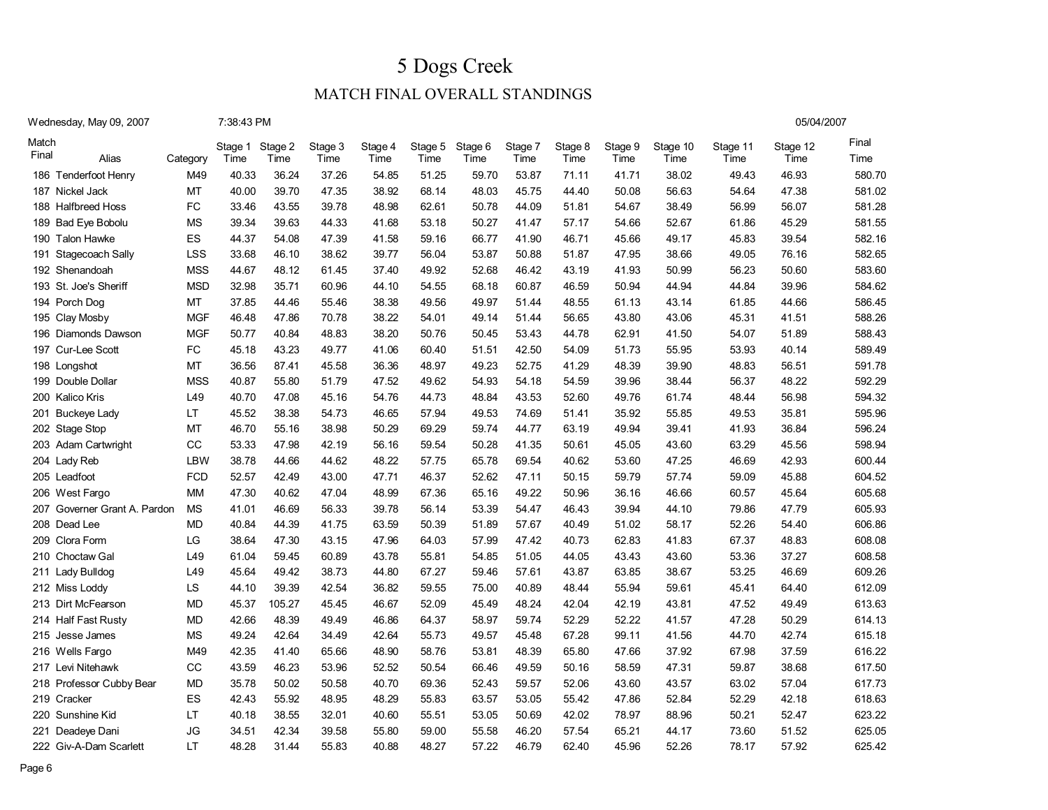# 5 Dogs Creek

## MATCH FINAL OVERALL STANDINGS

Wednesday, May 09, 2007 7:38:43 PM 05/04/2007

| Match Final | Alias | Category | Stage 1 Time | Stage 2 Time | Stage 3 Time | Stage 4 Time | Stage 5 Time | Stage 6 Time | Stage 7 Time | Stage 8 Time | Stage 9 Time | Stage 10 Time | Stage 11 Time | Stage 12 Time | Final Time |
|---|---|---|---|---|---|---|---|---|---|---|---|---|---|---|---|
| 186 | Tenderfoot Henry | M49 | 40.33 | 36.24 | 37.26 | 54.85 | 51.25 | 59.70 | 53.87 | 71.11 | 41.71 | 38.02 | 49.43 | 46.93 | 580.70 |
| 187 | Nickel Jack | MT | 40.00 | 39.70 | 47.35 | 38.92 | 68.14 | 48.03 | 45.75 | 44.40 | 50.08 | 56.63 | 54.64 | 47.38 | 581.02 |
| 188 | Halfbreed Hoss | FC | 33.46 | 43.55 | 39.78 | 48.98 | 62.61 | 50.78 | 44.09 | 51.81 | 54.67 | 38.49 | 56.99 | 56.07 | 581.28 |
| 189 | Bad Eye Bobolu | MS | 39.34 | 39.63 | 44.33 | 41.68 | 53.18 | 50.27 | 41.47 | 57.17 | 54.66 | 52.67 | 61.86 | 45.29 | 581.55 |
| 190 | Talon Hawke | ES | 44.37 | 54.08 | 47.39 | 41.58 | 59.16 | 66.77 | 41.90 | 46.71 | 45.66 | 49.17 | 45.83 | 39.54 | 582.16 |
| 191 | Stagecoach Sally | LSS | 33.68 | 46.10 | 38.62 | 39.77 | 56.04 | 53.87 | 50.88 | 51.87 | 47.95 | 38.66 | 49.05 | 76.16 | 582.65 |
| 192 | Shenandoah | MSS | 44.67 | 48.12 | 61.45 | 37.40 | 49.92 | 52.68 | 46.42 | 43.19 | 41.93 | 50.99 | 56.23 | 50.60 | 583.60 |
| 193 | St. Joe's Sheriff | MSD | 32.98 | 35.71 | 60.96 | 44.10 | 54.55 | 68.18 | 60.87 | 46.59 | 50.94 | 44.94 | 44.84 | 39.96 | 584.62 |
| 194 | Porch Dog | MT | 37.85 | 44.46 | 55.46 | 38.38 | 49.56 | 49.97 | 51.44 | 48.55 | 61.13 | 43.14 | 61.85 | 44.66 | 586.45 |
| 195 | Clay Mosby | MGF | 46.48 | 47.86 | 70.78 | 38.22 | 54.01 | 49.14 | 51.44 | 56.65 | 43.80 | 43.06 | 45.31 | 41.51 | 588.26 |
| 196 | Diamonds Dawson | MGF | 50.77 | 40.84 | 48.83 | 38.20 | 50.76 | 50.45 | 53.43 | 44.78 | 62.91 | 41.50 | 54.07 | 51.89 | 588.43 |
| 197 | Cur-Lee Scott | FC | 45.18 | 43.23 | 49.77 | 41.06 | 60.40 | 51.51 | 42.50 | 54.09 | 51.73 | 55.95 | 53.93 | 40.14 | 589.49 |
| 198 | Longshot | MT | 36.56 | 87.41 | 45.58 | 36.36 | 48.97 | 49.23 | 52.75 | 41.29 | 48.39 | 39.90 | 48.83 | 56.51 | 591.78 |
| 199 | Double Dollar | MSS | 40.87 | 55.80 | 51.79 | 47.52 | 49.62 | 54.93 | 54.18 | 54.59 | 39.96 | 38.44 | 56.37 | 48.22 | 592.29 |
| 200 | Kalico Kris | L49 | 40.70 | 47.08 | 45.16 | 54.76 | 44.73 | 48.84 | 43.53 | 52.60 | 49.76 | 61.74 | 48.44 | 56.98 | 594.32 |
| 201 | Buckeye Lady | LT | 45.52 | 38.38 | 54.73 | 46.65 | 57.94 | 49.53 | 74.69 | 51.41 | 35.92 | 55.85 | 49.53 | 35.81 | 595.96 |
| 202 | Stage Stop | MT | 46.70 | 55.16 | 38.98 | 50.29 | 69.29 | 59.74 | 44.77 | 63.19 | 49.94 | 39.41 | 41.93 | 36.84 | 596.24 |
| 203 | Adam Cartwright | CC | 53.33 | 47.98 | 42.19 | 56.16 | 59.54 | 50.28 | 41.35 | 50.61 | 45.05 | 43.60 | 63.29 | 45.56 | 598.94 |
| 204 | Lady Reb | LBW | 38.78 | 44.66 | 44.62 | 48.22 | 57.75 | 65.78 | 69.54 | 40.62 | 53.60 | 47.25 | 46.69 | 42.93 | 600.44 |
| 205 | Leadfoot | FCD | 52.57 | 42.49 | 43.00 | 47.71 | 46.37 | 52.62 | 47.11 | 50.15 | 59.79 | 57.74 | 59.09 | 45.88 | 604.52 |
| 206 | West Fargo | MM | 47.30 | 40.62 | 47.04 | 48.99 | 67.36 | 65.16 | 49.22 | 50.96 | 36.16 | 46.66 | 60.57 | 45.64 | 605.68 |
| 207 | Governer Grant A. Pardon | MS | 41.01 | 46.69 | 56.33 | 39.78 | 56.14 | 53.39 | 54.47 | 46.43 | 39.94 | 44.10 | 79.86 | 47.79 | 605.93 |
| 208 | Dead Lee | MD | 40.84 | 44.39 | 41.75 | 63.59 | 50.39 | 51.89 | 57.67 | 40.49 | 51.02 | 58.17 | 52.26 | 54.40 | 606.86 |
| 209 | Clora Form | LG | 38.64 | 47.30 | 43.15 | 47.96 | 64.03 | 57.99 | 47.42 | 40.73 | 62.83 | 41.83 | 67.37 | 48.83 | 608.08 |
| 210 | Choctaw Gal | L49 | 61.04 | 59.45 | 60.89 | 43.78 | 55.81 | 54.85 | 51.05 | 44.05 | 43.43 | 43.60 | 53.36 | 37.27 | 608.58 |
| 211 | Lady Bulldog | L49 | 45.64 | 49.42 | 38.73 | 44.80 | 67.27 | 59.46 | 57.61 | 43.87 | 63.85 | 38.67 | 53.25 | 46.69 | 609.26 |
| 212 | Miss Loddy | LS | 44.10 | 39.39 | 42.54 | 36.82 | 59.55 | 75.00 | 40.89 | 48.44 | 55.94 | 59.61 | 45.41 | 64.40 | 612.09 |
| 213 | Dirt McFearson | MD | 45.37 | 105.27 | 45.45 | 46.67 | 52.09 | 45.49 | 48.24 | 42.04 | 42.19 | 43.81 | 47.52 | 49.49 | 613.63 |
| 214 | Half Fast Rusty | MD | 42.66 | 48.39 | 49.49 | 46.86 | 64.37 | 58.97 | 59.74 | 52.29 | 52.22 | 41.57 | 47.28 | 50.29 | 614.13 |
| 215 | Jesse James | MS | 49.24 | 42.64 | 34.49 | 42.64 | 55.73 | 49.57 | 45.48 | 67.28 | 99.11 | 41.56 | 44.70 | 42.74 | 615.18 |
| 216 | Wells Fargo | M49 | 42.35 | 41.40 | 65.66 | 48.90 | 58.76 | 53.81 | 48.39 | 65.80 | 47.66 | 37.92 | 67.98 | 37.59 | 616.22 |
| 217 | Levi Nitehawk | CC | 43.59 | 46.23 | 53.96 | 52.52 | 50.54 | 66.46 | 49.59 | 50.16 | 58.59 | 47.31 | 59.87 | 38.68 | 617.50 |
| 218 | Professor Cubby Bear | MD | 35.78 | 50.02 | 50.58 | 40.70 | 69.36 | 52.43 | 59.57 | 52.06 | 43.60 | 43.57 | 63.02 | 57.04 | 617.73 |
| 219 | Cracker | ES | 42.43 | 55.92 | 48.95 | 48.29 | 55.83 | 63.57 | 53.05 | 55.42 | 47.86 | 52.84 | 52.29 | 42.18 | 618.63 |
| 220 | Sunshine Kid | LT | 40.18 | 38.55 | 32.01 | 40.60 | 55.51 | 53.05 | 50.69 | 42.02 | 78.97 | 88.96 | 50.21 | 52.47 | 623.22 |
| 221 | Deadeye Dani | JG | 34.51 | 42.34 | 39.58 | 55.80 | 59.00 | 55.58 | 46.20 | 57.54 | 65.21 | 44.17 | 73.60 | 51.52 | 625.05 |
| 222 | Giv-A-Dam Scarlett | LT | 48.28 | 31.44 | 55.83 | 40.88 | 48.27 | 57.22 | 46.79 | 62.40 | 45.96 | 52.26 | 78.17 | 57.92 | 625.42 |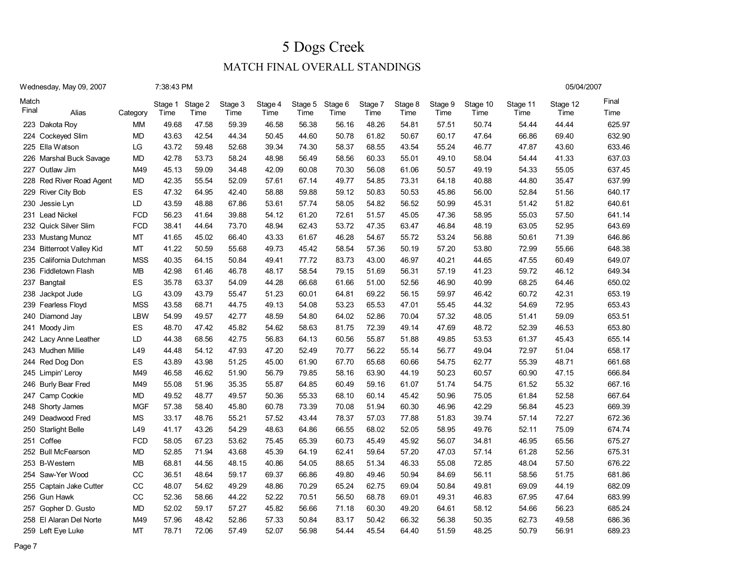# 5 Dogs Creek

## MATCH FINAL OVERALL STANDINGS

Wednesday, May 09, 2007 7:38:43 PM 05/04/2007

| Match Final | Alias | Category | Stage 1 Time | Stage 2 Time | Stage 3 Time | Stage 4 Time | Stage 5 Time | Stage 6 Time | Stage 7 Time | Stage 8 Time | Stage 9 Time | Stage 10 Time | Stage 11 Time | Stage 12 Time | Final Time |
|---|---|---|---|---|---|---|---|---|---|---|---|---|---|---|---|
| 223 | Dakota Roy | MM | 49.68 | 47.58 | 59.39 | 46.58 | 56.38 | 56.16 | 48.26 | 54.81 | 57.51 | 50.74 | 54.44 | 44.44 | 625.97 |
| 224 | Cockeyed Slim | MD | 43.63 | 42.54 | 44.34 | 50.45 | 44.60 | 50.78 | 61.82 | 50.67 | 60.17 | 47.64 | 66.86 | 69.40 | 632.90 |
| 225 | Ella Watson | LG | 43.72 | 59.48 | 52.68 | 39.34 | 74.30 | 58.37 | 68.55 | 43.54 | 55.24 | 46.77 | 47.87 | 43.60 | 633.46 |
| 226 | Marshal Buck Savage | MD | 42.78 | 53.73 | 58.24 | 48.98 | 56.49 | 58.56 | 60.33 | 55.01 | 49.10 | 58.04 | 54.44 | 41.33 | 637.03 |
| 227 | Outlaw Jim | M49 | 45.13 | 59.09 | 34.48 | 42.09 | 60.08 | 70.30 | 56.08 | 61.06 | 50.57 | 49.19 | 54.33 | 55.05 | 637.45 |
| 228 | Red River Road Agent | MD | 42.35 | 55.54 | 52.09 | 57.61 | 67.14 | 49.77 | 54.85 | 73.31 | 64.18 | 40.88 | 44.80 | 35.47 | 637.99 |
| 229 | River City Bob | ES | 47.32 | 64.95 | 42.40 | 58.88 | 59.88 | 59.12 | 50.83 | 50.53 | 45.86 | 56.00 | 52.84 | 51.56 | 640.17 |
| 230 | Jessie Lyn | LD | 43.59 | 48.88 | 67.86 | 53.61 | 57.74 | 58.05 | 54.82 | 56.52 | 50.99 | 45.31 | 51.42 | 51.82 | 640.61 |
| 231 | Lead Nickel | FCD | 56.23 | 41.64 | 39.88 | 54.12 | 61.20 | 72.61 | 51.57 | 45.05 | 47.36 | 58.95 | 55.03 | 57.50 | 641.14 |
| 232 | Quick Silver Slim | FCD | 38.41 | 44.64 | 73.70 | 48.94 | 62.43 | 53.72 | 47.35 | 63.47 | 46.84 | 48.19 | 63.05 | 52.95 | 643.69 |
| 233 | Mustang Munoz | MT | 41.65 | 45.02 | 66.40 | 43.33 | 61.67 | 46.28 | 54.67 | 55.72 | 53.24 | 56.88 | 50.61 | 71.39 | 646.86 |
| 234 | Bitterroot Valley Kid | MT | 41.22 | 50.59 | 55.68 | 49.73 | 45.42 | 58.54 | 57.36 | 50.19 | 57.20 | 53.80 | 72.99 | 55.66 | 648.38 |
| 235 | California Dutchman | MSS | 40.35 | 64.15 | 50.84 | 49.41 | 77.72 | 83.73 | 43.00 | 46.97 | 40.21 | 44.65 | 47.55 | 60.49 | 649.07 |
| 236 | Fiddletown Flash | MB | 42.98 | 61.46 | 46.78 | 48.17 | 58.54 | 79.15 | 51.69 | 56.31 | 57.19 | 41.23 | 59.72 | 46.12 | 649.34 |
| 237 | Bangtail | ES | 35.78 | 63.37 | 54.09 | 44.28 | 66.68 | 61.66 | 51.00 | 52.56 | 46.90 | 40.99 | 68.25 | 64.46 | 650.02 |
| 238 | Jackpot Jude | LG | 43.09 | 43.79 | 55.47 | 51.23 | 60.01 | 64.81 | 69.22 | 56.15 | 59.97 | 46.42 | 60.72 | 42.31 | 653.19 |
| 239 | Fearless Floyd | MSS | 43.58 | 68.71 | 44.75 | 49.13 | 54.08 | 53.23 | 65.53 | 47.01 | 55.45 | 44.32 | 54.69 | 72.95 | 653.43 |
| 240 | Diamond Jay | LBW | 54.99 | 49.57 | 42.77 | 48.59 | 54.80 | 64.02 | 52.86 | 70.04 | 57.32 | 48.05 | 51.41 | 59.09 | 653.51 |
| 241 | Moody Jim | ES | 48.70 | 47.42 | 45.82 | 54.62 | 58.63 | 81.75 | 72.39 | 49.14 | 47.69 | 48.72 | 52.39 | 46.53 | 653.80 |
| 242 | Lacy Anne Leather | LD | 44.38 | 68.56 | 42.75 | 56.83 | 64.13 | 60.56 | 55.87 | 51.88 | 49.85 | 53.53 | 61.37 | 45.43 | 655.14 |
| 243 | Mudhen Millie | L49 | 44.48 | 54.12 | 47.93 | 47.20 | 52.49 | 70.77 | 56.22 | 55.14 | 56.77 | 49.04 | 72.97 | 51.04 | 658.17 |
| 244 | Red Dog Don | ES | 43.89 | 43.98 | 51.25 | 45.00 | 61.90 | 67.70 | 65.68 | 60.66 | 54.75 | 62.77 | 55.39 | 48.71 | 661.68 |
| 245 | Limpin' Leroy | M49 | 46.58 | 46.62 | 51.90 | 56.79 | 79.85 | 58.16 | 63.90 | 44.19 | 50.23 | 60.57 | 60.90 | 47.15 | 666.84 |
| 246 | Burly Bear Fred | M49 | 55.08 | 51.96 | 35.35 | 55.87 | 64.85 | 60.49 | 59.16 | 61.07 | 51.74 | 54.75 | 61.52 | 55.32 | 667.16 |
| 247 | Camp Cookie | MD | 49.52 | 48.77 | 49.57 | 50.36 | 55.33 | 68.10 | 60.14 | 45.42 | 50.96 | 75.05 | 61.84 | 52.58 | 667.64 |
| 248 | Shorty James | MGF | 57.38 | 58.40 | 45.80 | 60.78 | 73.39 | 70.08 | 51.94 | 60.30 | 46.96 | 42.29 | 56.84 | 45.23 | 669.39 |
| 249 | Deadwood Fred | MS | 33.17 | 48.76 | 55.21 | 57.52 | 43.44 | 78.37 | 57.03 | 77.88 | 51.83 | 39.74 | 57.14 | 72.27 | 672.36 |
| 250 | Starlight Belle | L49 | 41.17 | 43.26 | 54.29 | 48.63 | 64.86 | 66.55 | 68.02 | 52.05 | 58.95 | 49.76 | 52.11 | 75.09 | 674.74 |
| 251 | Coffee | FCD | 58.05 | 67.23 | 53.62 | 75.45 | 65.39 | 60.73 | 45.49 | 45.92 | 56.07 | 34.81 | 46.95 | 65.56 | 675.27 |
| 252 | Bull McFearson | MD | 52.85 | 71.94 | 43.68 | 45.39 | 64.19 | 62.41 | 59.64 | 57.20 | 47.03 | 57.14 | 61.28 | 52.56 | 675.31 |
| 253 | B-Western | MB | 68.81 | 44.56 | 48.15 | 40.86 | 54.05 | 88.65 | 51.34 | 46.33 | 55.08 | 72.85 | 48.04 | 57.50 | 676.22 |
| 254 | Saw-Yer Wood | CC | 36.51 | 48.64 | 59.17 | 69.37 | 66.86 | 49.80 | 49.46 | 50.94 | 84.69 | 56.11 | 58.56 | 51.75 | 681.86 |
| 255 | Captain Jake Cutter | CC | 48.07 | 54.62 | 49.29 | 48.86 | 70.29 | 65.24 | 62.75 | 69.04 | 50.84 | 49.81 | 69.09 | 44.19 | 682.09 |
| 256 | Gun Hawk | CC | 52.36 | 58.66 | 44.22 | 52.22 | 70.51 | 56.50 | 68.78 | 69.01 | 49.31 | 46.83 | 67.95 | 47.64 | 683.99 |
| 257 | Gopher D. Gusto | MD | 52.02 | 59.17 | 57.27 | 45.82 | 56.66 | 71.18 | 60.30 | 49.20 | 64.61 | 58.12 | 54.66 | 56.23 | 685.24 |
| 258 | El Alaran Del Norte | M49 | 57.96 | 48.42 | 52.86 | 57.33 | 50.84 | 83.17 | 50.42 | 66.32 | 56.38 | 50.35 | 62.73 | 49.58 | 686.36 |
| 259 | Left Eye Luke | MT | 78.71 | 72.06 | 57.49 | 52.07 | 56.98 | 54.44 | 45.54 | 64.40 | 51.59 | 48.25 | 50.79 | 56.91 | 689.23 |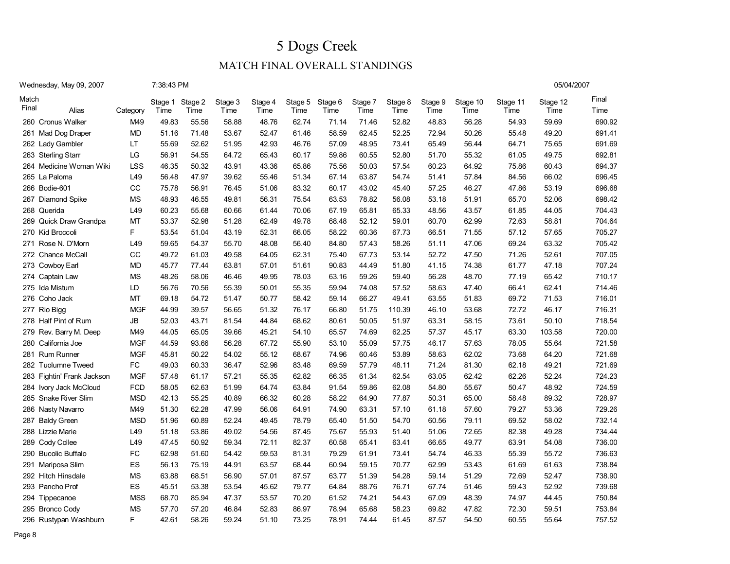# 5 Dogs Creek

## MATCH FINAL OVERALL STANDINGS

Wednesday, May 09, 2007 7:38:43 PM 05/04/2007

| Match Final | Alias | Category | Stage 1 Time | Stage 2 Time | Stage 3 Time | Stage 4 Time | Stage 5 Time | Stage 6 Time | Stage 7 Time | Stage 8 Time | Stage 9 Time | Stage 10 Time | Stage 11 Time | Stage 12 Time | Final Time |
|---|---|---|---|---|---|---|---|---|---|---|---|---|---|---|---|
| 260 | Cronus Walker | M49 | 49.83 | 55.56 | 58.88 | 48.76 | 62.74 | 71.14 | 71.46 | 52.82 | 48.83 | 56.28 | 54.93 | 59.69 | 690.92 |
| 261 | Mad Dog Draper | MD | 51.16 | 71.48 | 53.67 | 52.47 | 61.46 | 58.59 | 62.45 | 52.25 | 72.94 | 50.26 | 55.48 | 49.20 | 691.41 |
| 262 | Lady Gambler | LT | 55.69 | 52.62 | 51.95 | 42.93 | 46.76 | 57.09 | 48.95 | 73.41 | 65.49 | 56.44 | 64.71 | 75.65 | 691.69 |
| 263 | Sterling Starr | LG | 56.91 | 54.55 | 64.72 | 65.43 | 60.17 | 59.86 | 60.55 | 52.80 | 51.70 | 55.32 | 61.05 | 49.75 | 692.81 |
| 264 | Medicine Woman Wiki | LSS | 46.35 | 50.32 | 43.91 | 43.36 | 65.86 | 75.56 | 50.03 | 57.54 | 60.23 | 64.92 | 75.86 | 60.43 | 694.37 |
| 265 | La Paloma | L49 | 56.48 | 47.97 | 39.62 | 55.46 | 51.34 | 67.14 | 63.87 | 54.74 | 51.41 | 57.84 | 84.56 | 66.02 | 696.45 |
| 266 | Bodie-601 | CC | 75.78 | 56.91 | 76.45 | 51.06 | 83.32 | 60.17 | 43.02 | 45.40 | 57.25 | 46.27 | 47.86 | 53.19 | 696.68 |
| 267 | Diamond Spike | MS | 48.93 | 46.55 | 49.81 | 56.31 | 75.54 | 63.53 | 78.82 | 56.08 | 53.18 | 51.91 | 65.70 | 52.06 | 698.42 |
| 268 | Querida | L49 | 60.23 | 55.68 | 60.66 | 61.44 | 70.06 | 67.19 | 65.81 | 65.33 | 48.56 | 43.57 | 61.85 | 44.05 | 704.43 |
| 269 | Quick Draw Grandpa | MT | 53.37 | 52.98 | 51.28 | 62.49 | 49.78 | 68.48 | 52.12 | 59.01 | 60.70 | 62.99 | 72.63 | 58.81 | 704.64 |
| 270 | Kid Broccoli | F | 53.54 | 51.04 | 43.19 | 52.31 | 66.05 | 58.22 | 60.36 | 67.73 | 66.51 | 71.55 | 57.12 | 57.65 | 705.27 |
| 271 | Rose N. D'Morn | L49 | 59.65 | 54.37 | 55.70 | 48.08 | 56.40 | 84.80 | 57.43 | 58.26 | 51.11 | 47.06 | 69.24 | 63.32 | 705.42 |
| 272 | Chance McCall | CC | 49.72 | 61.03 | 49.58 | 64.05 | 62.31 | 75.40 | 67.73 | 53.14 | 52.72 | 47.50 | 71.26 | 52.61 | 707.05 |
| 273 | Cowboy Earl | MD | 45.77 | 77.44 | 63.81 | 57.01 | 51.61 | 90.83 | 44.49 | 51.80 | 41.15 | 74.38 | 61.77 | 47.18 | 707.24 |
| 274 | Captain Law | MS | 48.26 | 58.06 | 46.46 | 49.95 | 78.03 | 63.16 | 59.26 | 59.40 | 56.28 | 48.70 | 77.19 | 65.42 | 710.17 |
| 275 | Ida Mistum | LD | 56.76 | 70.56 | 55.39 | 50.01 | 55.35 | 59.94 | 74.08 | 57.52 | 58.63 | 47.40 | 66.41 | 62.41 | 714.46 |
| 276 | Coho Jack | MT | 69.18 | 54.72 | 51.47 | 50.77 | 58.42 | 59.14 | 66.27 | 49.41 | 63.55 | 51.83 | 69.72 | 71.53 | 716.01 |
| 277 | Rio Bigg | MGF | 44.99 | 39.57 | 56.65 | 51.32 | 76.17 | 66.80 | 51.75 | 110.39 | 46.10 | 53.68 | 72.72 | 46.17 | 716.31 |
| 278 | Half Pint of Rum | JB | 52.03 | 43.71 | 81.54 | 44.84 | 68.62 | 80.61 | 50.05 | 51.97 | 63.31 | 58.15 | 73.61 | 50.10 | 718.54 |
| 279 | Rev. Barry M. Deep | M49 | 44.05 | 65.05 | 39.66 | 45.21 | 54.10 | 65.57 | 74.69 | 62.25 | 57.37 | 45.17 | 63.30 | 103.58 | 720.00 |
| 280 | California Joe | MGF | 44.59 | 93.66 | 56.28 | 67.72 | 55.90 | 53.10 | 55.09 | 57.75 | 46.17 | 57.63 | 78.05 | 55.64 | 721.58 |
| 281 | Rum Runner | MGF | 45.81 | 50.22 | 54.02 | 55.12 | 68.67 | 74.96 | 60.46 | 53.89 | 58.63 | 62.02 | 73.68 | 64.20 | 721.68 |
| 282 | Tuolumne Tweed | FC | 49.03 | 60.33 | 36.47 | 52.96 | 83.48 | 69.59 | 57.79 | 48.11 | 71.24 | 81.30 | 62.18 | 49.21 | 721.69 |
| 283 | Fightin' Frank Jackson | MGF | 57.48 | 61.17 | 57.21 | 55.35 | 62.82 | 66.35 | 61.34 | 62.54 | 63.05 | 62.42 | 62.26 | 52.24 | 724.23 |
| 284 | Ivory Jack McCloud | FCD | 58.05 | 62.63 | 51.99 | 64.74 | 63.84 | 91.54 | 59.86 | 62.08 | 54.80 | 55.67 | 50.47 | 48.92 | 724.59 |
| 285 | Snake River Slim | MSD | 42.13 | 55.25 | 40.89 | 66.32 | 60.28 | 58.22 | 64.90 | 77.87 | 50.31 | 65.00 | 58.48 | 89.32 | 728.97 |
| 286 | Nasty Navarro | M49 | 51.30 | 62.28 | 47.99 | 56.06 | 64.91 | 74.90 | 63.31 | 57.10 | 61.18 | 57.60 | 79.27 | 53.36 | 729.26 |
| 287 | Baldy Green | MSD | 51.96 | 60.89 | 52.24 | 49.45 | 78.79 | 65.40 | 51.50 | 54.70 | 60.56 | 79.11 | 69.52 | 58.02 | 732.14 |
| 288 | Lizzie Marie | L49 | 51.18 | 53.86 | 49.02 | 54.56 | 87.45 | 75.67 | 55.93 | 51.40 | 51.06 | 72.65 | 82.38 | 49.28 | 734.44 |
| 289 | Cody Collee | L49 | 47.45 | 50.92 | 59.34 | 72.11 | 82.37 | 60.58 | 65.41 | 63.41 | 66.65 | 49.77 | 63.91 | 54.08 | 736.00 |
| 290 | Bucolic Buffalo | FC | 62.98 | 51.60 | 54.42 | 59.53 | 81.31 | 79.29 | 61.91 | 73.41 | 54.74 | 46.33 | 55.39 | 55.72 | 736.63 |
| 291 | Mariposa Slim | ES | 56.13 | 75.19 | 44.91 | 63.57 | 68.44 | 60.94 | 59.15 | 70.77 | 62.99 | 53.43 | 61.69 | 61.63 | 738.84 |
| 292 | Hitch Hinsdale | MS | 63.88 | 68.51 | 56.90 | 57.01 | 87.57 | 63.77 | 51.39 | 54.28 | 59.14 | 51.29 | 72.69 | 52.47 | 738.90 |
| 293 | Pancho Prof | ES | 45.51 | 53.38 | 53.54 | 45.62 | 79.77 | 64.84 | 88.76 | 76.71 | 67.74 | 51.46 | 59.43 | 52.92 | 739.68 |
| 294 | Tippecanoe | MSS | 68.70 | 85.94 | 47.37 | 53.57 | 70.20 | 61.52 | 74.21 | 54.43 | 67.09 | 48.39 | 74.97 | 44.45 | 750.84 |
| 295 | Bronco Cody | MS | 57.70 | 57.20 | 46.84 | 52.83 | 86.97 | 78.94 | 65.68 | 58.23 | 69.82 | 47.82 | 72.30 | 59.51 | 753.84 |
| 296 | Rustypan Washburn | F | 42.61 | 58.26 | 59.24 | 51.10 | 73.25 | 78.91 | 74.44 | 61.45 | 87.57 | 54.50 | 60.55 | 55.64 | 757.52 |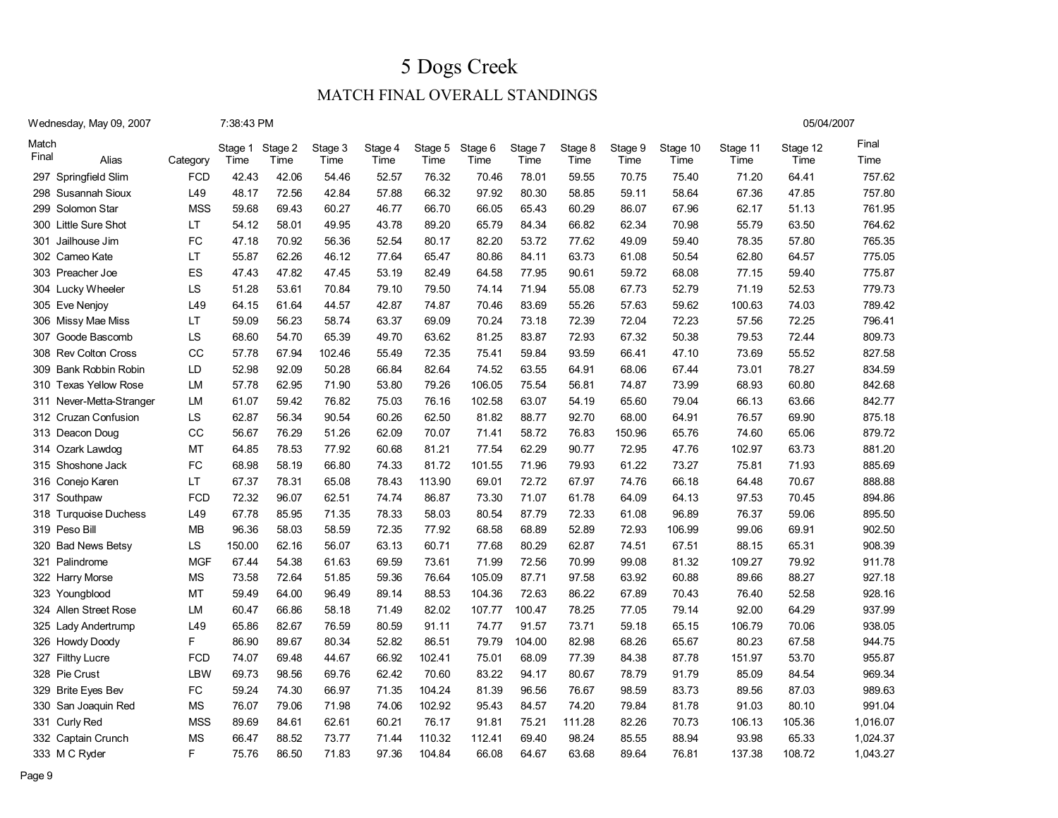# 5 Dogs Creek

## MATCH FINAL OVERALL STANDINGS

Wednesday, May 09, 2007 7:38:43 PM 05/04/2007

| Match Final | Alias | Category | Stage 1 Time | Stage 2 Time | Stage 3 Time | Stage 4 Time | Stage 5 Time | Stage 6 Time | Stage 7 Time | Stage 8 Time | Stage 9 Time | Stage 10 Time | Stage 11 Time | Stage 12 Time | Final Time |
|---|---|---|---|---|---|---|---|---|---|---|---|---|---|---|---|
| 297 | Springfield Slim | FCD | 42.43 | 42.06 | 54.46 | 52.57 | 76.32 | 70.46 | 78.01 | 59.55 | 70.75 | 75.40 | 71.20 | 64.41 | 757.62 |
| 298 | Susannah Sioux | L49 | 48.17 | 72.56 | 42.84 | 57.88 | 66.32 | 97.92 | 80.30 | 58.85 | 59.11 | 58.64 | 67.36 | 47.85 | 757.80 |
| 299 | Solomon Star | MSS | 59.68 | 69.43 | 60.27 | 46.77 | 66.70 | 66.05 | 65.43 | 60.29 | 86.07 | 67.96 | 62.17 | 51.13 | 761.95 |
| 300 | Little Sure Shot | LT | 54.12 | 58.01 | 49.95 | 43.78 | 89.20 | 65.79 | 84.34 | 66.82 | 62.34 | 70.98 | 55.79 | 63.50 | 764.62 |
| 301 | Jailhouse Jim | FC | 47.18 | 70.92 | 56.36 | 52.54 | 80.17 | 82.20 | 53.72 | 77.62 | 49.09 | 59.40 | 78.35 | 57.80 | 765.35 |
| 302 | Cameo Kate | LT | 55.87 | 62.26 | 46.12 | 77.64 | 65.47 | 80.86 | 84.11 | 63.73 | 61.08 | 50.54 | 62.80 | 64.57 | 775.05 |
| 303 | Preacher Joe | ES | 47.43 | 47.82 | 47.45 | 53.19 | 82.49 | 64.58 | 77.95 | 90.61 | 59.72 | 68.08 | 77.15 | 59.40 | 775.87 |
| 304 | Lucky Wheeler | LS | 51.28 | 53.61 | 70.84 | 79.10 | 79.50 | 74.14 | 71.94 | 55.08 | 67.73 | 52.79 | 71.19 | 52.53 | 779.73 |
| 305 | Eve Nenjoy | L49 | 64.15 | 61.64 | 44.57 | 42.87 | 74.87 | 70.46 | 83.69 | 55.26 | 57.63 | 59.62 | 100.63 | 74.03 | 789.42 |
| 306 | Missy Mae Miss | LT | 59.09 | 56.23 | 58.74 | 63.37 | 69.09 | 70.24 | 73.18 | 72.39 | 72.04 | 72.23 | 57.56 | 72.25 | 796.41 |
| 307 | Goode Bascomb | LS | 68.60 | 54.70 | 65.39 | 49.70 | 63.62 | 81.25 | 83.87 | 72.93 | 67.32 | 50.38 | 79.53 | 72.44 | 809.73 |
| 308 | Rev Colton Cross | CC | 57.78 | 67.94 | 102.46 | 55.49 | 72.35 | 75.41 | 59.84 | 93.59 | 66.41 | 47.10 | 73.69 | 55.52 | 827.58 |
| 309 | Bank Robbin Robin | LD | 52.98 | 92.09 | 50.28 | 66.84 | 82.64 | 74.52 | 63.55 | 64.91 | 68.06 | 67.44 | 73.01 | 78.27 | 834.59 |
| 310 | Texas Yellow Rose | LM | 57.78 | 62.95 | 71.90 | 53.80 | 79.26 | 106.05 | 75.54 | 56.81 | 74.87 | 73.99 | 68.93 | 60.80 | 842.68 |
| 311 | Never-Metta-Stranger | LM | 61.07 | 59.42 | 76.82 | 75.03 | 76.16 | 102.58 | 63.07 | 54.19 | 65.60 | 79.04 | 66.13 | 63.66 | 842.77 |
| 312 | Cruzan Confusion | LS | 62.87 | 56.34 | 90.54 | 60.26 | 62.50 | 81.82 | 88.77 | 92.70 | 68.00 | 64.91 | 76.57 | 69.90 | 875.18 |
| 313 | Deacon Doug | CC | 56.67 | 76.29 | 51.26 | 62.09 | 70.07 | 71.41 | 58.72 | 76.83 | 150.96 | 65.76 | 74.60 | 65.06 | 879.72 |
| 314 | Ozark Lawdog | MT | 64.85 | 78.53 | 77.92 | 60.68 | 81.21 | 77.54 | 62.29 | 90.77 | 72.95 | 47.76 | 102.97 | 63.73 | 881.20 |
| 315 | Shoshone Jack | FC | 68.98 | 58.19 | 66.80 | 74.33 | 81.72 | 101.55 | 71.96 | 79.93 | 61.22 | 73.27 | 75.81 | 71.93 | 885.69 |
| 316 | Conejo Karen | LT | 67.37 | 78.31 | 65.08 | 78.43 | 113.90 | 69.01 | 72.72 | 67.97 | 74.76 | 66.18 | 64.48 | 70.67 | 888.88 |
| 317 | Southpaw | FCD | 72.32 | 96.07 | 62.51 | 74.74 | 86.87 | 73.30 | 71.07 | 61.78 | 64.09 | 64.13 | 97.53 | 70.45 | 894.86 |
| 318 | Turquoise Duchess | L49 | 67.78 | 85.95 | 71.35 | 78.33 | 58.03 | 80.54 | 87.79 | 72.33 | 61.08 | 96.89 | 76.37 | 59.06 | 895.50 |
| 319 | Peso Bill | MB | 96.36 | 58.03 | 58.59 | 72.35 | 77.92 | 68.58 | 68.89 | 52.89 | 72.93 | 106.99 | 99.06 | 69.91 | 902.50 |
| 320 | Bad News Betsy | LS | 150.00 | 62.16 | 56.07 | 63.13 | 60.71 | 77.68 | 80.29 | 62.87 | 74.51 | 67.51 | 88.15 | 65.31 | 908.39 |
| 321 | Palindrome | MGF | 67.44 | 54.38 | 61.63 | 69.59 | 73.61 | 71.99 | 72.56 | 70.99 | 99.08 | 81.32 | 109.27 | 79.92 | 911.78 |
| 322 | Harry Morse | MS | 73.58 | 72.64 | 51.85 | 59.36 | 76.64 | 105.09 | 87.71 | 97.58 | 63.92 | 60.88 | 89.66 | 88.27 | 927.18 |
| 323 | Youngblood | MT | 59.49 | 64.00 | 96.49 | 89.14 | 88.53 | 104.36 | 72.63 | 86.22 | 67.89 | 70.43 | 76.40 | 52.58 | 928.16 |
| 324 | Allen Street Rose | LM | 60.47 | 66.86 | 58.18 | 71.49 | 82.02 | 107.77 | 100.47 | 78.25 | 77.05 | 79.14 | 92.00 | 64.29 | 937.99 |
| 325 | Lady Andertrump | L49 | 65.86 | 82.67 | 76.59 | 80.59 | 91.11 | 74.77 | 91.57 | 73.71 | 59.18 | 65.15 | 106.79 | 70.06 | 938.05 |
| 326 | Howdy Doody | F | 86.90 | 89.67 | 80.34 | 52.82 | 86.51 | 79.79 | 104.00 | 82.98 | 68.26 | 65.67 | 80.23 | 67.58 | 944.75 |
| 327 | Filthy Lucre | FCD | 74.07 | 69.48 | 44.67 | 66.92 | 102.41 | 75.01 | 68.09 | 77.39 | 84.38 | 87.78 | 151.97 | 53.70 | 955.87 |
| 328 | Pie Crust | LBW | 69.73 | 98.56 | 69.76 | 62.42 | 70.60 | 83.22 | 94.17 | 80.67 | 78.79 | 91.79 | 85.09 | 84.54 | 969.34 |
| 329 | Brite Eyes Bev | FC | 59.24 | 74.30 | 66.97 | 71.35 | 104.24 | 81.39 | 96.56 | 76.67 | 98.59 | 83.73 | 89.56 | 87.03 | 989.63 |
| 330 | San Joaquin Red | MS | 76.07 | 79.06 | 71.98 | 74.06 | 102.92 | 95.43 | 84.57 | 74.20 | 79.84 | 81.78 | 91.03 | 80.10 | 991.04 |
| 331 | Curly Red | MSS | 89.69 | 84.61 | 62.61 | 60.21 | 76.17 | 91.81 | 75.21 | 111.28 | 82.26 | 70.73 | 106.13 | 105.36 | 1,016.07 |
| 332 | Captain Crunch | MS | 66.47 | 88.52 | 73.77 | 71.44 | 110.32 | 112.41 | 69.40 | 98.24 | 85.55 | 88.94 | 93.98 | 65.33 | 1,024.37 |
| 333 | M C Ryder | F | 75.76 | 86.50 | 71.83 | 97.36 | 104.84 | 66.08 | 64.67 | 63.68 | 89.64 | 76.81 | 137.38 | 108.72 | 1,043.27 |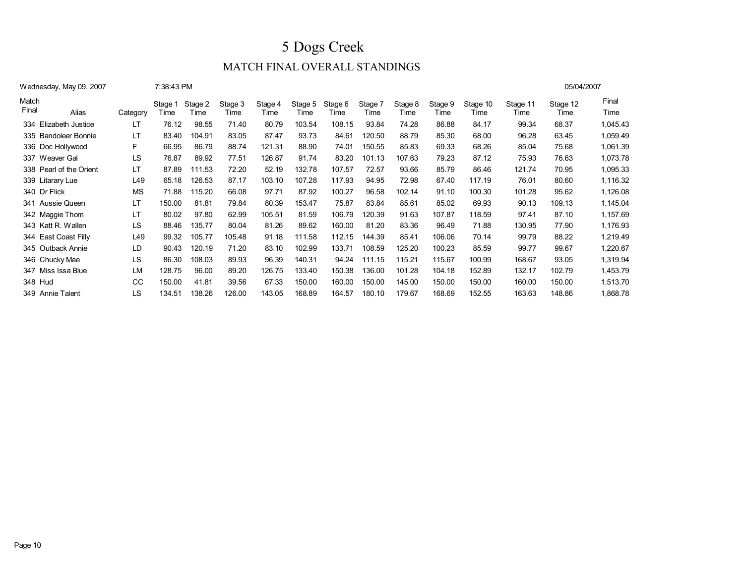# 5 Dogs Creek

## MATCH FINAL OVERALL STANDINGS

Wednesday, May 09, 2007 7:38:43 PM 05/04/2007

| Match Final | Alias | Category | Stage 1 Time | Stage 2 Time | Stage 3 Time | Stage 4 Time | Stage 5 Time | Stage 6 Time | Stage 7 Time | Stage 8 Time | Stage 9 Time | Stage 10 Time | Stage 11 Time | Stage 12 Time | Final Time |
|---|---|---|---|---|---|---|---|---|---|---|---|---|---|---|---|
| 334 | Elizabeth Justice | LT | 76.12 | 98.55 | 71.40 | 80.79 | 103.54 | 108.15 | 93.84 | 74.28 | 86.88 | 84.17 | 99.34 | 68.37 | 1,045.43 |
| 335 | Bandoleer Bonnie | LT | 83.40 | 104.91 | 83.05 | 87.47 | 93.73 | 84.61 | 120.50 | 88.79 | 85.30 | 68.00 | 96.28 | 63.45 | 1,059.49 |
| 336 | Doc Hollywood | F | 66.95 | 86.79 | 88.74 | 121.31 | 88.90 | 74.01 | 150.55 | 85.83 | 69.33 | 68.26 | 85.04 | 75.68 | 1,061.39 |
| 337 | Weaver Gal | LS | 76.87 | 89.92 | 77.51 | 126.87 | 91.74 | 83.20 | 101.13 | 107.63 | 79.23 | 87.12 | 75.93 | 76.63 | 1,073.78 |
| 338 | Pearl of the Orient | LT | 87.89 | 111.53 | 72.20 | 52.19 | 132.78 | 107.57 | 72.57 | 93.66 | 85.79 | 86.46 | 121.74 | 70.95 | 1,095.33 |
| 339 | Litarary Lue | L49 | 65.18 | 126.53 | 87.17 | 103.10 | 107.28 | 117.93 | 94.95 | 72.98 | 67.40 | 117.19 | 76.01 | 80.60 | 1,116.32 |
| 340 | Dr Flick | MS | 71.88 | 115.20 | 66.08 | 97.71 | 87.92 | 100.27 | 96.58 | 102.14 | 91.10 | 100.30 | 101.28 | 95.62 | 1,126.08 |
| 341 | Aussie Queen | LT | 150.00 | 81.81 | 79.84 | 80.39 | 153.47 | 75.87 | 83.84 | 85.61 | 85.02 | 69.93 | 90.13 | 109.13 | 1,145.04 |
| 342 | Maggie Thom | LT | 80.02 | 97.80 | 62.99 | 105.51 | 81.59 | 106.79 | 120.39 | 91.63 | 107.87 | 118.59 | 97.41 | 87.10 | 1,157.69 |
| 343 | Katt R. Wallen | LS | 88.46 | 135.77 | 80.04 | 81.26 | 89.62 | 160.00 | 81.20 | 83.36 | 96.49 | 71.88 | 130.95 | 77.90 | 1,176.93 |
| 344 | East Coast Filly | L49 | 99.32 | 105.77 | 105.48 | 91.18 | 111.58 | 112.15 | 144.39 | 85.41 | 106.06 | 70.14 | 99.79 | 88.22 | 1,219.49 |
| 345 | Outback Annie | LD | 90.43 | 120.19 | 71.20 | 83.10 | 102.99 | 133.71 | 108.59 | 125.20 | 100.23 | 85.59 | 99.77 | 99.67 | 1,220.67 |
| 346 | Chucky Mae | LS | 86.30 | 108.03 | 89.93 | 96.39 | 140.31 | 94.24 | 111.15 | 115.21 | 115.67 | 100.99 | 168.67 | 93.05 | 1,319.94 |
| 347 | Miss Issa Blue | LM | 128.75 | 96.00 | 89.20 | 126.75 | 133.40 | 150.38 | 136.00 | 101.28 | 104.18 | 152.89 | 132.17 | 102.79 | 1,453.79 |
| 348 | Hud | CC | 150.00 | 41.81 | 39.56 | 67.33 | 150.00 | 160.00 | 150.00 | 145.00 | 150.00 | 150.00 | 160.00 | 150.00 | 1,513.70 |
| 349 | Annie Talent | LS | 134.51 | 138.26 | 126.00 | 143.05 | 168.89 | 164.57 | 180.10 | 179.67 | 168.69 | 152.55 | 163.63 | 148.86 | 1,868.78 |